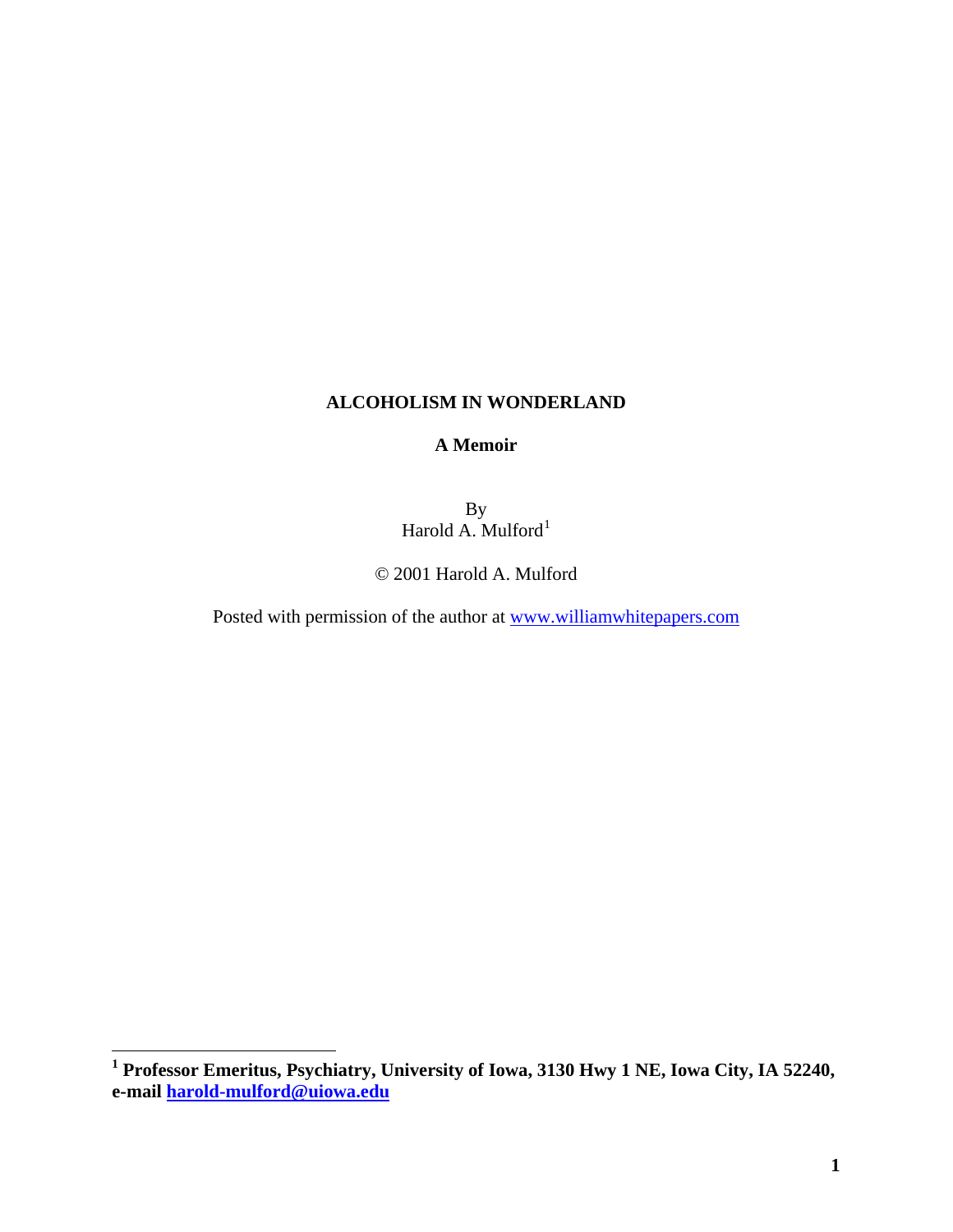# ALCOHOLISM IN WONDERLAND

## A Memoir

By
Harold A. Mulford[1]

© 2001 Harold A. Mulford

Posted with permission of the author at www.williamwhitepapers.com

---

[1] **Professor Emeritus, Psychiatry, University of Iowa, 3130 Hwy 1 NE, Iowa City, IA 52240, e-mail harold-mulford@uiowa.edu**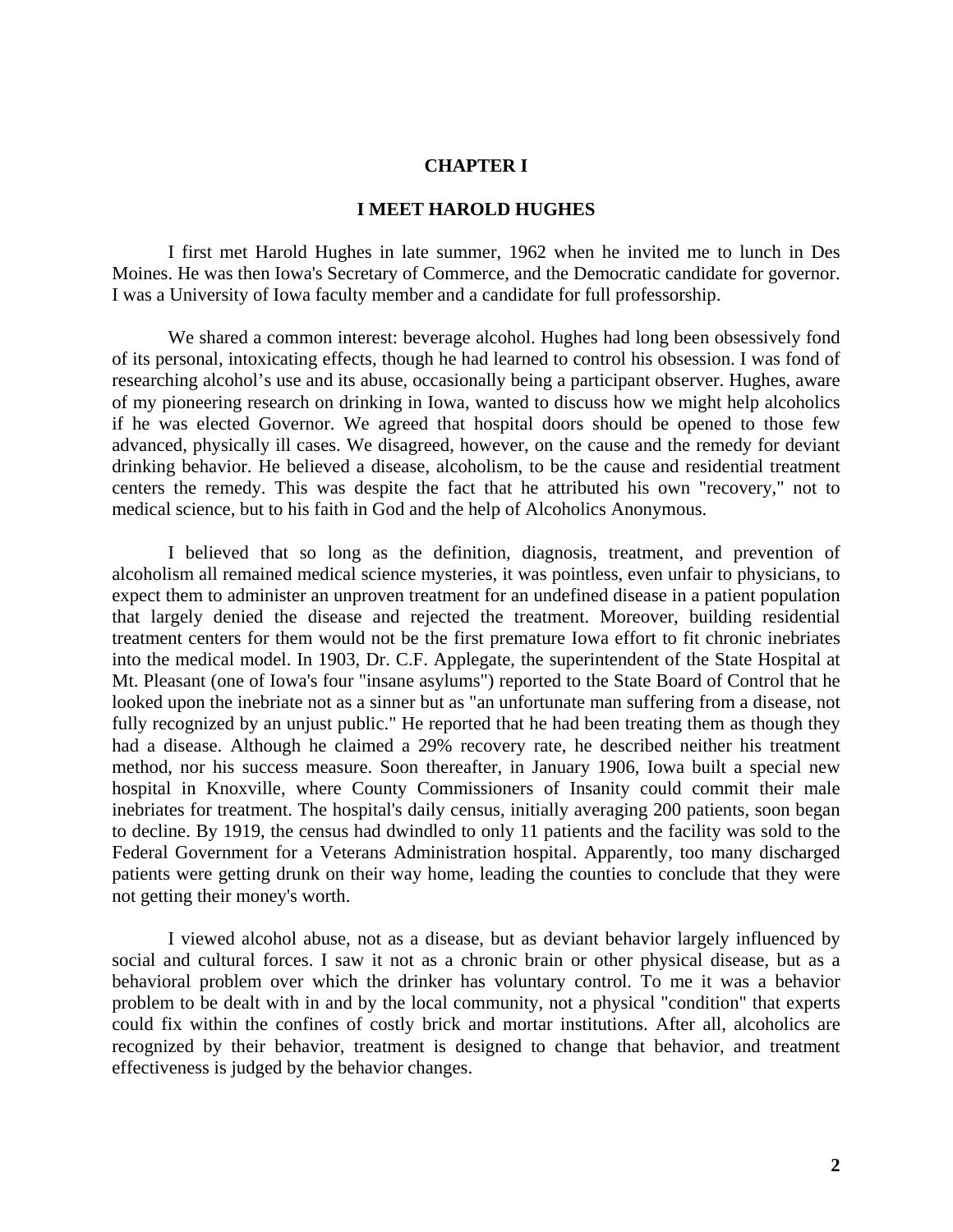# CHAPTER I

## I MEET HAROLD HUGHES

I first met Harold Hughes in late summer, 1962 when he invited me to lunch in Des Moines. He was then Iowa's Secretary of Commerce, and the Democratic candidate for governor. I was a University of Iowa faculty member and a candidate for full professorship.

We shared a common interest: beverage alcohol. Hughes had long been obsessively fond of its personal, intoxicating effects, though he had learned to control his obsession. I was fond of researching alcohol's use and its abuse, occasionally being a participant observer. Hughes, aware of my pioneering research on drinking in Iowa, wanted to discuss how we might help alcoholics if he was elected Governor. We agreed that hospital doors should be opened to those few advanced, physically ill cases. We disagreed, however, on the cause and the remedy for deviant drinking behavior. He believed a disease, alcoholism, to be the cause and residential treatment centers the remedy. This was despite the fact that he attributed his own "recovery," not to medical science, but to his faith in God and the help of Alcoholics Anonymous.

I believed that so long as the definition, diagnosis, treatment, and prevention of alcoholism all remained medical science mysteries, it was pointless, even unfair to physicians, to expect them to administer an unproven treatment for an undefined disease in a patient population that largely denied the disease and rejected the treatment. Moreover, building residential treatment centers for them would not be the first premature Iowa effort to fit chronic inebriates into the medical model. In 1903, Dr. C.F. Applegate, the superintendent of the State Hospital at Mt. Pleasant (one of Iowa's four "insane asylums") reported to the State Board of Control that he looked upon the inebriate not as a sinner but as "an unfortunate man suffering from a disease, not fully recognized by an unjust public." He reported that he had been treating them as though they had a disease. Although he claimed a 29% recovery rate, he described neither his treatment method, nor his success measure. Soon thereafter, in January 1906, Iowa built a special new hospital in Knoxville, where County Commissioners of Insanity could commit their male inebriates for treatment. The hospital's daily census, initially averaging 200 patients, soon began to decline. By 1919, the census had dwindled to only 11 patients and the facility was sold to the Federal Government for a Veterans Administration hospital. Apparently, too many discharged patients were getting drunk on their way home, leading the counties to conclude that they were not getting their money's worth.

I viewed alcohol abuse, not as a disease, but as deviant behavior largely influenced by social and cultural forces. I saw it not as a chronic brain or other physical disease, but as a behavioral problem over which the drinker has voluntary control. To me it was a behavior problem to be dealt with in and by the local community, not a physical "condition" that experts could fix within the confines of costly brick and mortar institutions. After all, alcoholics are recognized by their behavior, treatment is designed to change that behavior, and treatment effectiveness is judged by the behavior changes.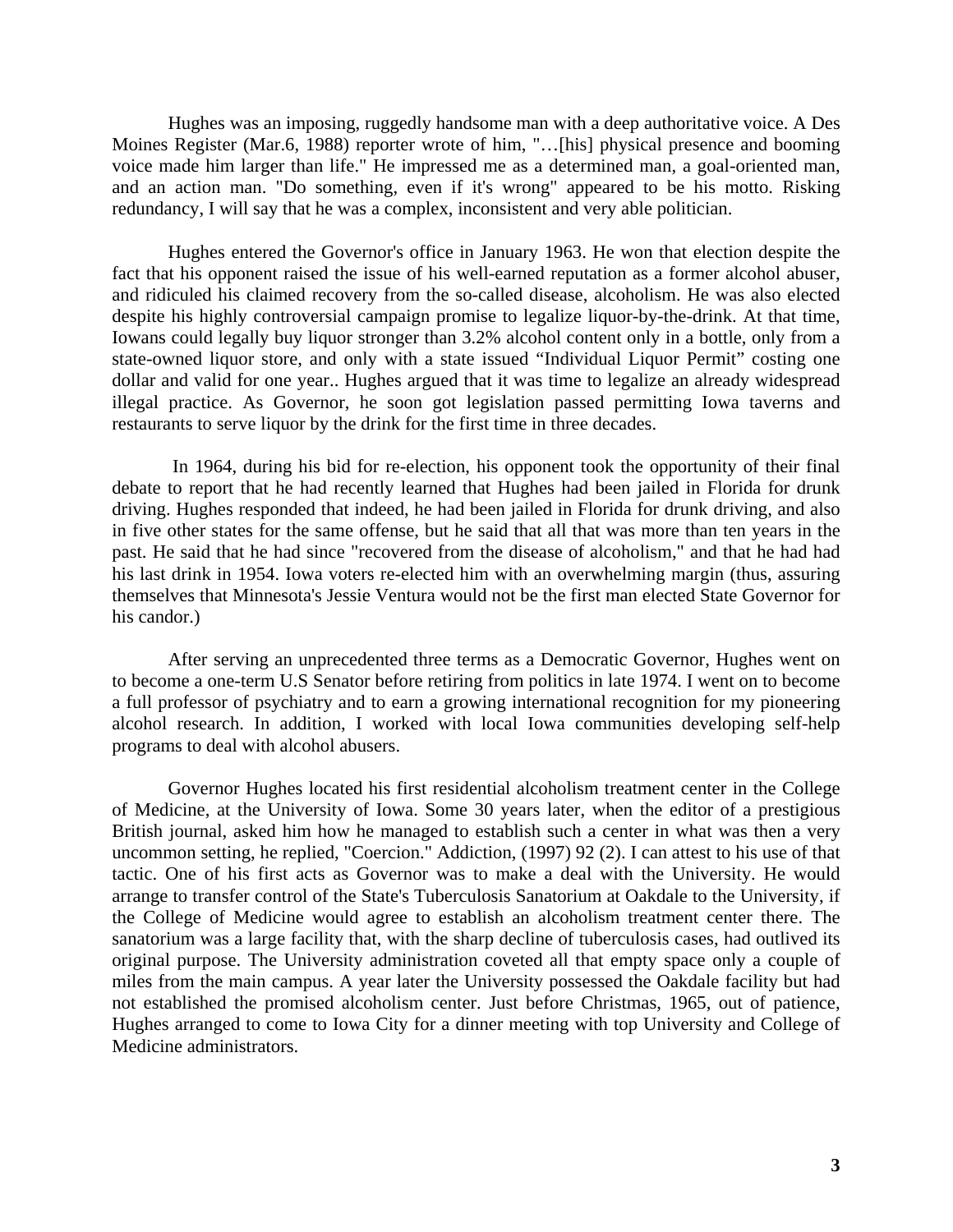Hughes was an imposing, ruggedly handsome man with a deep authoritative voice. A Des Moines Register (Mar.6, 1988) reporter wrote of him, "…[his] physical presence and booming voice made him larger than life." He impressed me as a determined man, a goal-oriented man, and an action man. "Do something, even if it's wrong" appeared to be his motto. Risking redundancy, I will say that he was a complex, inconsistent and very able politician.

Hughes entered the Governor's office in January 1963. He won that election despite the fact that his opponent raised the issue of his well-earned reputation as a former alcohol abuser, and ridiculed his claimed recovery from the so-called disease, alcoholism. He was also elected despite his highly controversial campaign promise to legalize liquor-by-the-drink. At that time, Iowans could legally buy liquor stronger than 3.2% alcohol content only in a bottle, only from a state-owned liquor store, and only with a state issued "Individual Liquor Permit" costing one dollar and valid for one year.. Hughes argued that it was time to legalize an already widespread illegal practice. As Governor, he soon got legislation passed permitting Iowa taverns and restaurants to serve liquor by the drink for the first time in three decades.

In 1964, during his bid for re-election, his opponent took the opportunity of their final debate to report that he had recently learned that Hughes had been jailed in Florida for drunk driving. Hughes responded that indeed, he had been jailed in Florida for drunk driving, and also in five other states for the same offense, but he said that all that was more than ten years in the past. He said that he had since "recovered from the disease of alcoholism," and that he had had his last drink in 1954. Iowa voters re-elected him with an overwhelming margin (thus, assuring themselves that Minnesota's Jessie Ventura would not be the first man elected State Governor for his candor.)

After serving an unprecedented three terms as a Democratic Governor, Hughes went on to become a one-term U.S Senator before retiring from politics in late 1974. I went on to become a full professor of psychiatry and to earn a growing international recognition for my pioneering alcohol research. In addition, I worked with local Iowa communities developing self-help programs to deal with alcohol abusers.

Governor Hughes located his first residential alcoholism treatment center in the College of Medicine, at the University of Iowa. Some 30 years later, when the editor of a prestigious British journal, asked him how he managed to establish such a center in what was then a very uncommon setting, he replied, "Coercion." Addiction, (1997) 92 (2). I can attest to his use of that tactic. One of his first acts as Governor was to make a deal with the University. He would arrange to transfer control of the State's Tuberculosis Sanatorium at Oakdale to the University, if the College of Medicine would agree to establish an alcoholism treatment center there. The sanatorium was a large facility that, with the sharp decline of tuberculosis cases, had outlived its original purpose. The University administration coveted all that empty space only a couple of miles from the main campus. A year later the University possessed the Oakdale facility but had not established the promised alcoholism center. Just before Christmas, 1965, out of patience, Hughes arranged to come to Iowa City for a dinner meeting with top University and College of Medicine administrators.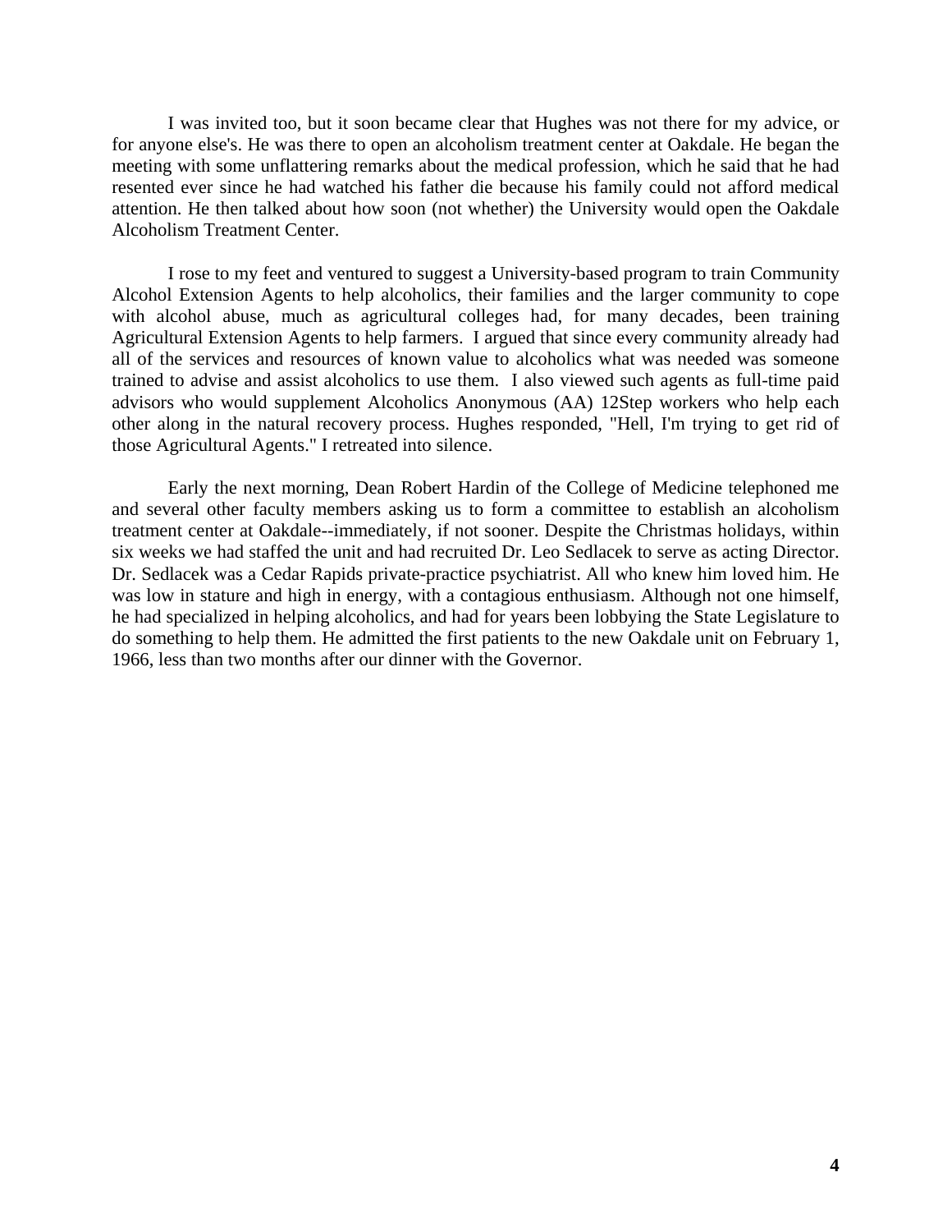I was invited too, but it soon became clear that Hughes was not there for my advice, or for anyone else's. He was there to open an alcoholism treatment center at Oakdale. He began the meeting with some unflattering remarks about the medical profession, which he said that he had resented ever since he had watched his father die because his family could not afford medical attention. He then talked about how soon (not whether) the University would open the Oakdale Alcoholism Treatment Center.

I rose to my feet and ventured to suggest a University-based program to train Community Alcohol Extension Agents to help alcoholics, their families and the larger community to cope with alcohol abuse, much as agricultural colleges had, for many decades, been training Agricultural Extension Agents to help farmers. I argued that since every community already had all of the services and resources of known value to alcoholics what was needed was someone trained to advise and assist alcoholics to use them. I also viewed such agents as full-time paid advisors who would supplement Alcoholics Anonymous (AA) 12Step workers who help each other along in the natural recovery process. Hughes responded, "Hell, I'm trying to get rid of those Agricultural Agents." I retreated into silence.

Early the next morning, Dean Robert Hardin of the College of Medicine telephoned me and several other faculty members asking us to form a committee to establish an alcoholism treatment center at Oakdale--immediately, if not sooner. Despite the Christmas holidays, within six weeks we had staffed the unit and had recruited Dr. Leo Sedlacek to serve as acting Director. Dr. Sedlacek was a Cedar Rapids private-practice psychiatrist. All who knew him loved him. He was low in stature and high in energy, with a contagious enthusiasm. Although not one himself, he had specialized in helping alcoholics, and had for years been lobbying the State Legislature to do something to help them. He admitted the first patients to the new Oakdale unit on February 1, 1966, less than two months after our dinner with the Governor.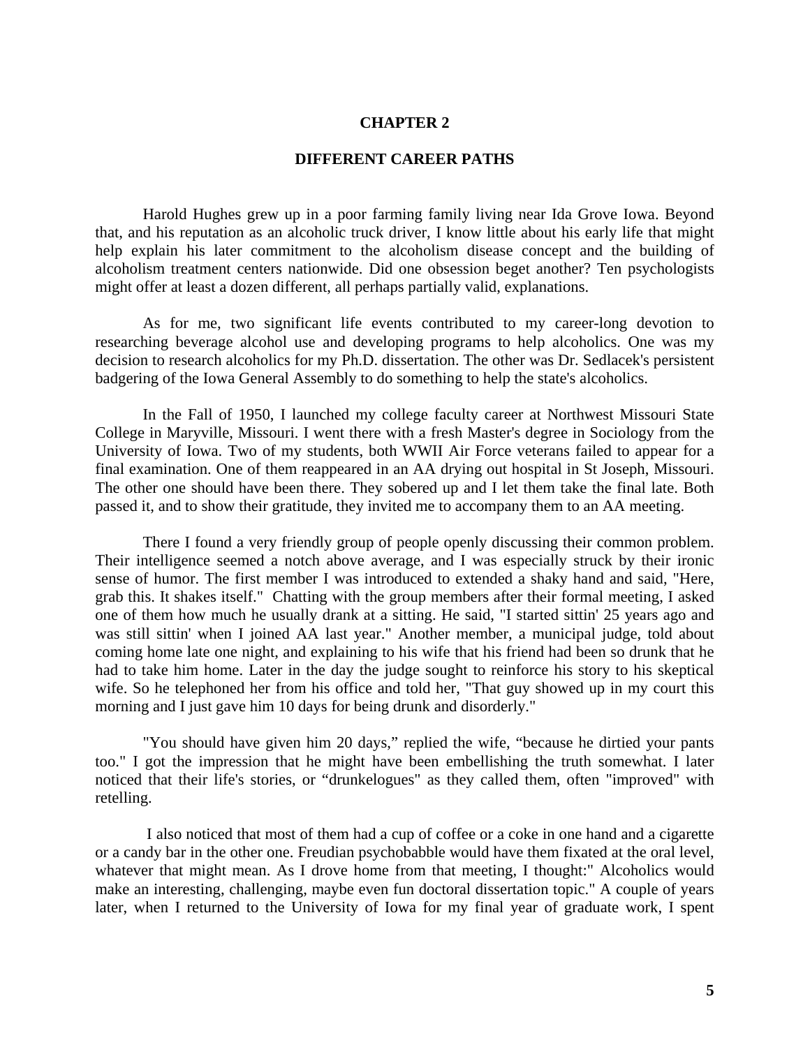# CHAPTER 2

## DIFFERENT CAREER PATHS

Harold Hughes grew up in a poor farming family living near Ida Grove Iowa. Beyond that, and his reputation as an alcoholic truck driver, I know little about his early life that might help explain his later commitment to the alcoholism disease concept and the building of alcoholism treatment centers nationwide. Did one obsession beget another? Ten psychologists might offer at least a dozen different, all perhaps partially valid, explanations.

As for me, two significant life events contributed to my career-long devotion to researching beverage alcohol use and developing programs to help alcoholics. One was my decision to research alcoholics for my Ph.D. dissertation. The other was Dr. Sedlacek's persistent badgering of the Iowa General Assembly to do something to help the state's alcoholics.

In the Fall of 1950, I launched my college faculty career at Northwest Missouri State College in Maryville, Missouri. I went there with a fresh Master's degree in Sociology from the University of Iowa. Two of my students, both WWII Air Force veterans failed to appear for a final examination. One of them reappeared in an AA drying out hospital in St Joseph, Missouri. The other one should have been there. They sobered up and I let them take the final late. Both passed it, and to show their gratitude, they invited me to accompany them to an AA meeting.

There I found a very friendly group of people openly discussing their common problem. Their intelligence seemed a notch above average, and I was especially struck by their ironic sense of humor. The first member I was introduced to extended a shaky hand and said, "Here, grab this. It shakes itself." Chatting with the group members after their formal meeting, I asked one of them how much he usually drank at a sitting. He said, "I started sittin' 25 years ago and was still sittin' when I joined AA last year." Another member, a municipal judge, told about coming home late one night, and explaining to his wife that his friend had been so drunk that he had to take him home. Later in the day the judge sought to reinforce his story to his skeptical wife. So he telephoned her from his office and told her, "That guy showed up in my court this morning and I just gave him 10 days for being drunk and disorderly."

"You should have given him 20 days," replied the wife, "because he dirtied your pants too." I got the impression that he might have been embellishing the truth somewhat. I later noticed that their life's stories, or "drunkelogues" as they called them, often "improved" with retelling.

I also noticed that most of them had a cup of coffee or a coke in one hand and a cigarette or a candy bar in the other one. Freudian psychobabble would have them fixated at the oral level, whatever that might mean. As I drove home from that meeting, I thought:" Alcoholics would make an interesting, challenging, maybe even fun doctoral dissertation topic." A couple of years later, when I returned to the University of Iowa for my final year of graduate work, I spent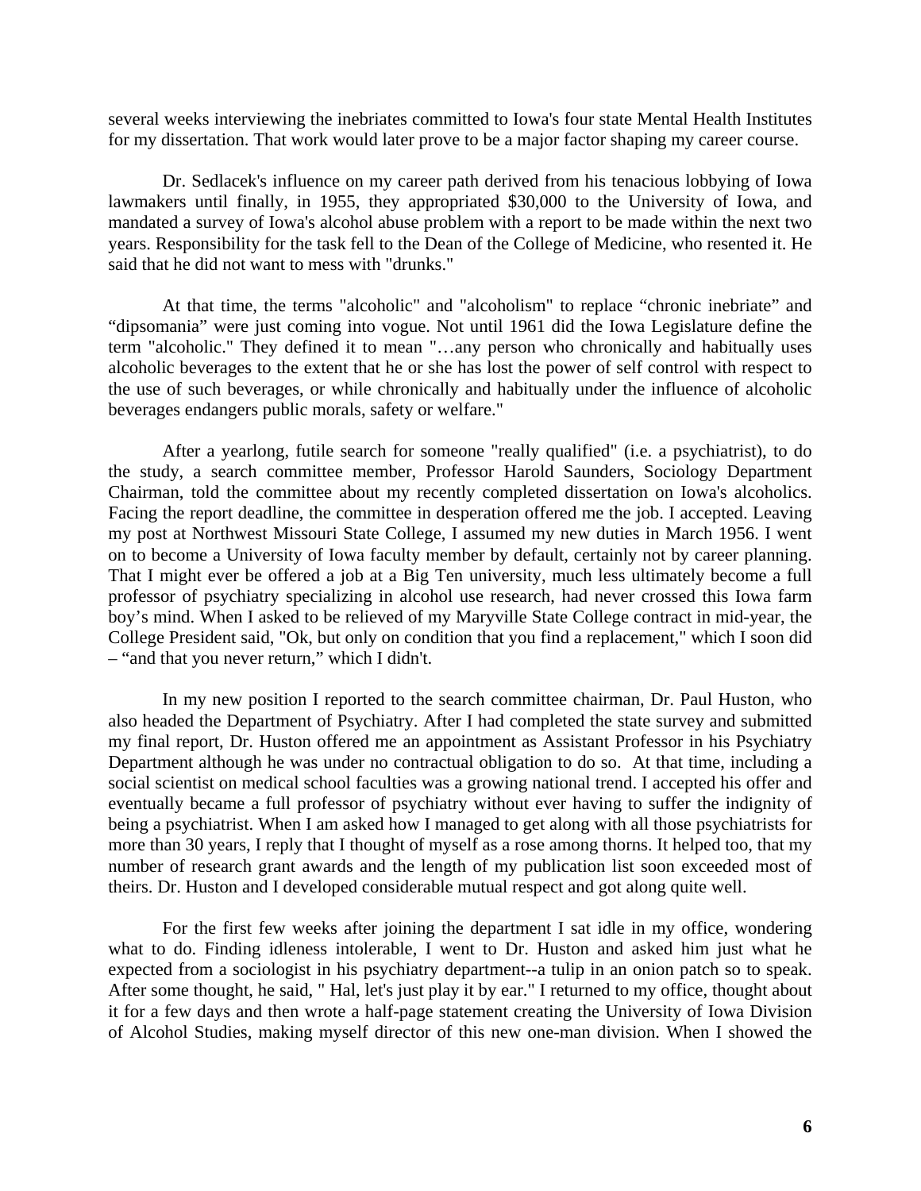several weeks interviewing the inebriates committed to Iowa's four state Mental Health Institutes for my dissertation. That work would later prove to be a major factor shaping my career course.

Dr. Sedlacek's influence on my career path derived from his tenacious lobbying of Iowa lawmakers until finally, in 1955, they appropriated $30,000 to the University of Iowa, and mandated a survey of Iowa's alcohol abuse problem with a report to be made within the next two years. Responsibility for the task fell to the Dean of the College of Medicine, who resented it. He said that he did not want to mess with "drunks."

At that time, the terms "alcoholic" and "alcoholism" to replace "chronic inebriate" and "dipsomania" were just coming into vogue. Not until 1961 did the Iowa Legislature define the term "alcoholic." They defined it to mean "…any person who chronically and habitually uses alcoholic beverages to the extent that he or she has lost the power of self control with respect to the use of such beverages, or while chronically and habitually under the influence of alcoholic beverages endangers public morals, safety or welfare."

After a yearlong, futile search for someone "really qualified" (i.e. a psychiatrist), to do the study, a search committee member, Professor Harold Saunders, Sociology Department Chairman, told the committee about my recently completed dissertation on Iowa's alcoholics. Facing the report deadline, the committee in desperation offered me the job. I accepted. Leaving my post at Northwest Missouri State College, I assumed my new duties in March 1956. I went on to become a University of Iowa faculty member by default, certainly not by career planning. That I might ever be offered a job at a Big Ten university, much less ultimately become a full professor of psychiatry specializing in alcohol use research, had never crossed this Iowa farm boy's mind. When I asked to be relieved of my Maryville State College contract in mid-year, the College President said, "Ok, but only on condition that you find a replacement," which I soon did – "and that you never return," which I didn't.

In my new position I reported to the search committee chairman, Dr. Paul Huston, who also headed the Department of Psychiatry. After I had completed the state survey and submitted my final report, Dr. Huston offered me an appointment as Assistant Professor in his Psychiatry Department although he was under no contractual obligation to do so. At that time, including a social scientist on medical school faculties was a growing national trend. I accepted his offer and eventually became a full professor of psychiatry without ever having to suffer the indignity of being a psychiatrist. When I am asked how I managed to get along with all those psychiatrists for more than 30 years, I reply that I thought of myself as a rose among thorns. It helped too, that my number of research grant awards and the length of my publication list soon exceeded most of theirs. Dr. Huston and I developed considerable mutual respect and got along quite well.

For the first few weeks after joining the department I sat idle in my office, wondering what to do. Finding idleness intolerable, I went to Dr. Huston and asked him just what he expected from a sociologist in his psychiatry department--a tulip in an onion patch so to speak. After some thought, he said, " Hal, let's just play it by ear." I returned to my office, thought about it for a few days and then wrote a half-page statement creating the University of Iowa Division of Alcohol Studies, making myself director of this new one-man division. When I showed the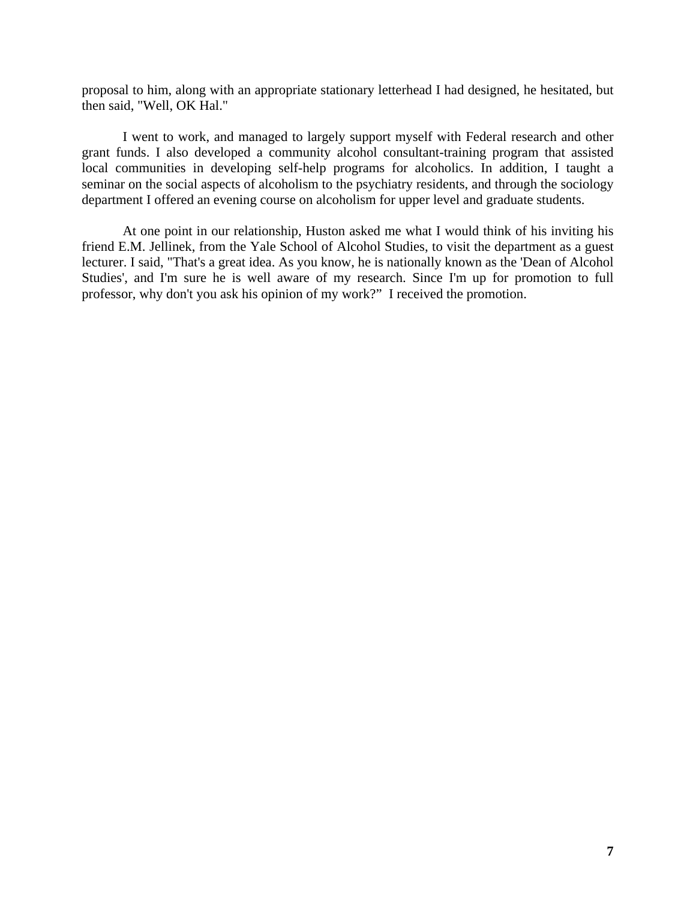proposal to him, along with an appropriate stationary letterhead I had designed, he hesitated, but then said, "Well, OK Hal."

I went to work, and managed to largely support myself with Federal research and other grant funds. I also developed a community alcohol consultant-training program that assisted local communities in developing self-help programs for alcoholics. In addition, I taught a seminar on the social aspects of alcoholism to the psychiatry residents, and through the sociology department I offered an evening course on alcoholism for upper level and graduate students.

At one point in our relationship, Huston asked me what I would think of his inviting his friend E.M. Jellinek, from the Yale School of Alcohol Studies, to visit the department as a guest lecturer. I said, "That's a great idea. As you know, he is nationally known as the 'Dean of Alcohol Studies', and I'm sure he is well aware of my research. Since I'm up for promotion to full professor, why don't you ask his opinion of my work?" I received the promotion.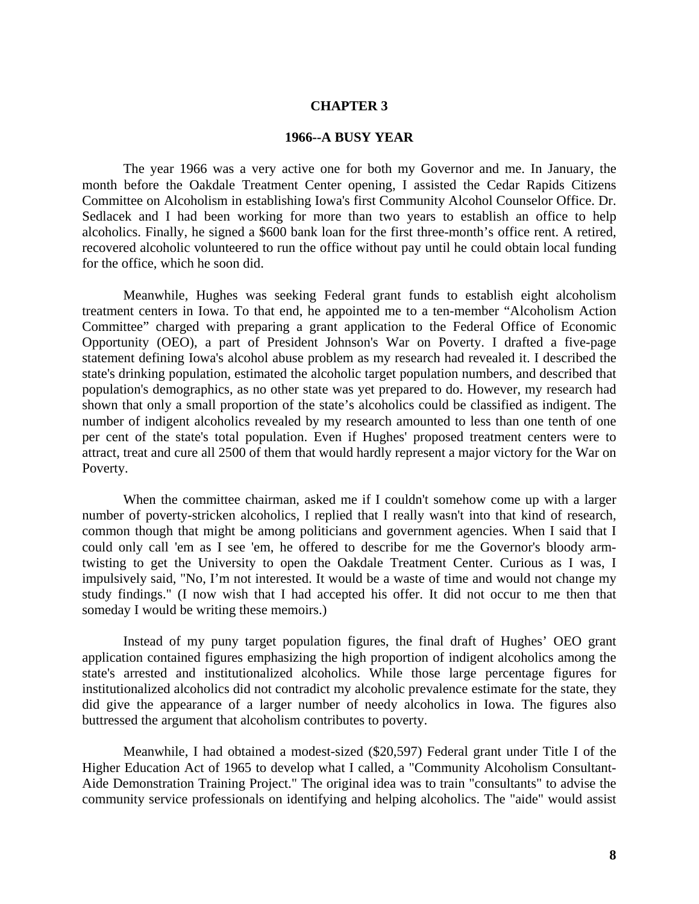# CHAPTER 3

## 1966--A BUSY YEAR

The year 1966 was a very active one for both my Governor and me. In January, the month before the Oakdale Treatment Center opening, I assisted the Cedar Rapids Citizens Committee on Alcoholism in establishing Iowa's first Community Alcohol Counselor Office. Dr. Sedlacek and I had been working for more than two years to establish an office to help alcoholics. Finally, he signed a $600 bank loan for the first three-month's office rent. A retired, recovered alcoholic volunteered to run the office without pay until he could obtain local funding for the office, which he soon did.

Meanwhile, Hughes was seeking Federal grant funds to establish eight alcoholism treatment centers in Iowa. To that end, he appointed me to a ten-member "Alcoholism Action Committee" charged with preparing a grant application to the Federal Office of Economic Opportunity (OEO), a part of President Johnson's War on Poverty. I drafted a five-page statement defining Iowa's alcohol abuse problem as my research had revealed it. I described the state's drinking population, estimated the alcoholic target population numbers, and described that population's demographics, as no other state was yet prepared to do. However, my research had shown that only a small proportion of the state's alcoholics could be classified as indigent. The number of indigent alcoholics revealed by my research amounted to less than one tenth of one per cent of the state's total population. Even if Hughes' proposed treatment centers were to attract, treat and cure all 2500 of them that would hardly represent a major victory for the War on Poverty.

When the committee chairman, asked me if I couldn't somehow come up with a larger number of poverty-stricken alcoholics, I replied that I really wasn't into that kind of research, common though that might be among politicians and government agencies. When I said that I could only call 'em as I see 'em, he offered to describe for me the Governor's bloody arm-twisting to get the University to open the Oakdale Treatment Center. Curious as I was, I impulsively said, "No, I'm not interested. It would be a waste of time and would not change my study findings." (I now wish that I had accepted his offer. It did not occur to me then that someday I would be writing these memoirs.)

Instead of my puny target population figures, the final draft of Hughes' OEO grant application contained figures emphasizing the high proportion of indigent alcoholics among the state's arrested and institutionalized alcoholics. While those large percentage figures for institutionalized alcoholics did not contradict my alcoholic prevalence estimate for the state, they did give the appearance of a larger number of needy alcoholics in Iowa. The figures also buttressed the argument that alcoholism contributes to poverty.

Meanwhile, I had obtained a modest-sized ($20,597) Federal grant under Title I of the Higher Education Act of 1965 to develop what I called, a "Community Alcoholism Consultant-Aide Demonstration Training Project." The original idea was to train "consultants" to advise the community service professionals on identifying and helping alcoholics. The "aide" would assist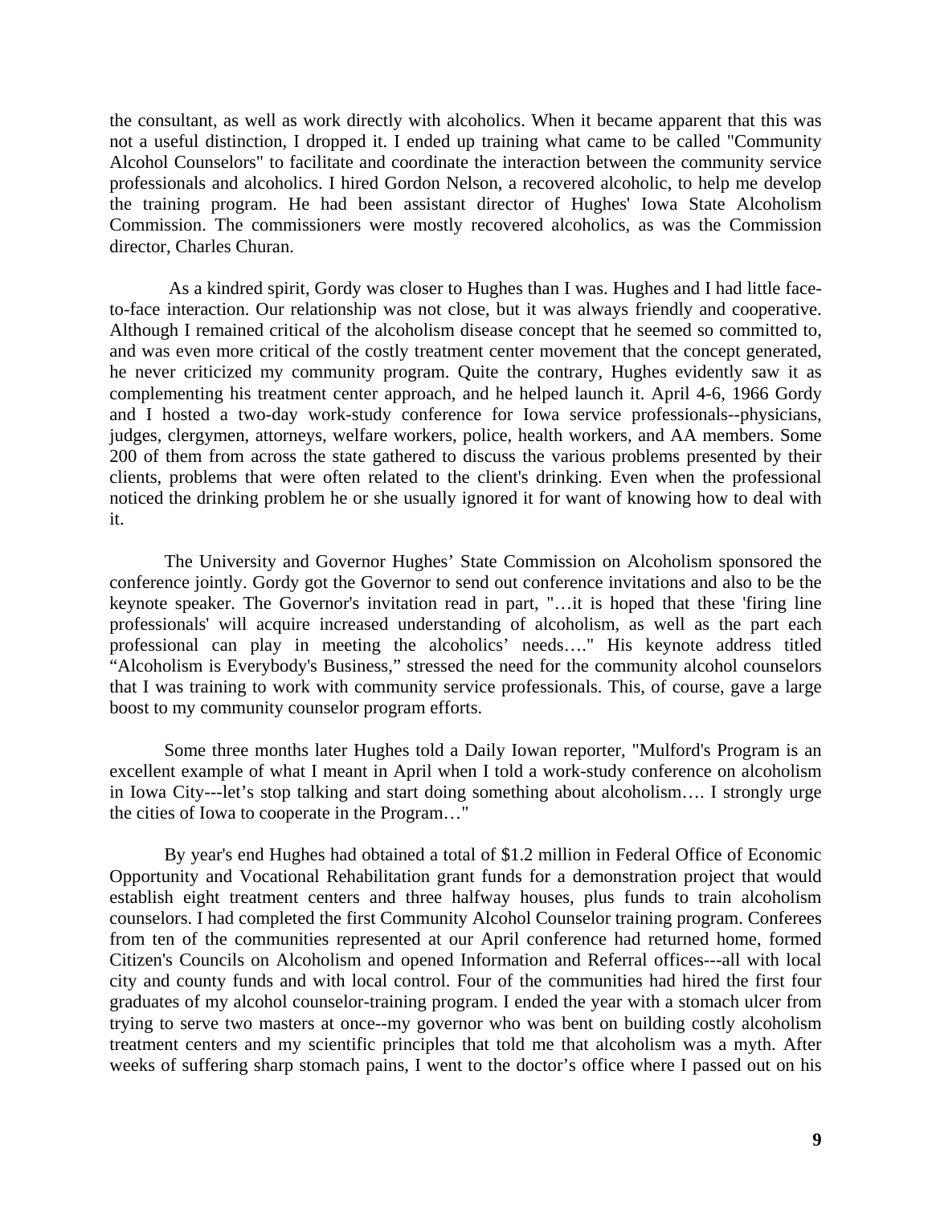the consultant, as well as work directly with alcoholics. When it became apparent that this was not a useful distinction, I dropped it. I ended up training what came to be called "Community Alcohol Counselors" to facilitate and coordinate the interaction between the community service professionals and alcoholics. I hired Gordon Nelson, a recovered alcoholic, to help me develop the training program. He had been assistant director of Hughes' Iowa State Alcoholism Commission. The commissioners were mostly recovered alcoholics, as was the Commission director, Charles Churan.

As a kindred spirit, Gordy was closer to Hughes than I was. Hughes and I had little face-to-face interaction. Our relationship was not close, but it was always friendly and cooperative. Although I remained critical of the alcoholism disease concept that he seemed so committed to, and was even more critical of the costly treatment center movement that the concept generated, he never criticized my community program. Quite the contrary, Hughes evidently saw it as complementing his treatment center approach, and he helped launch it. April 4-6, 1966 Gordy and I hosted a two-day work-study conference for Iowa service professionals--physicians, judges, clergymen, attorneys, welfare workers, police, health workers, and AA members. Some 200 of them from across the state gathered to discuss the various problems presented by their clients, problems that were often related to the client's drinking. Even when the professional noticed the drinking problem he or she usually ignored it for want of knowing how to deal with it.

The University and Governor Hughes' State Commission on Alcoholism sponsored the conference jointly. Gordy got the Governor to send out conference invitations and also to be the keynote speaker. The Governor's invitation read in part, "…it is hoped that these 'firing line professionals' will acquire increased understanding of alcoholism, as well as the part each professional can play in meeting the alcoholics' needs…." His keynote address titled "Alcoholism is Everybody's Business," stressed the need for the community alcohol counselors that I was training to work with community service professionals. This, of course, gave a large boost to my community counselor program efforts.

Some three months later Hughes told a Daily Iowan reporter, "Mulford's Program is an excellent example of what I meant in April when I told a work-study conference on alcoholism in Iowa City---let's stop talking and start doing something about alcoholism…. I strongly urge the cities of Iowa to cooperate in the Program…"

By year's end Hughes had obtained a total of $1.2 million in Federal Office of Economic Opportunity and Vocational Rehabilitation grant funds for a demonstration project that would establish eight treatment centers and three halfway houses, plus funds to train alcoholism counselors. I had completed the first Community Alcohol Counselor training program. Conferees from ten of the communities represented at our April conference had returned home, formed Citizen's Councils on Alcoholism and opened Information and Referral offices---all with local city and county funds and with local control. Four of the communities had hired the first four graduates of my alcohol counselor-training program. I ended the year with a stomach ulcer from trying to serve two masters at once--my governor who was bent on building costly alcoholism treatment centers and my scientific principles that told me that alcoholism was a myth. After weeks of suffering sharp stomach pains, I went to the doctor's office where I passed out on his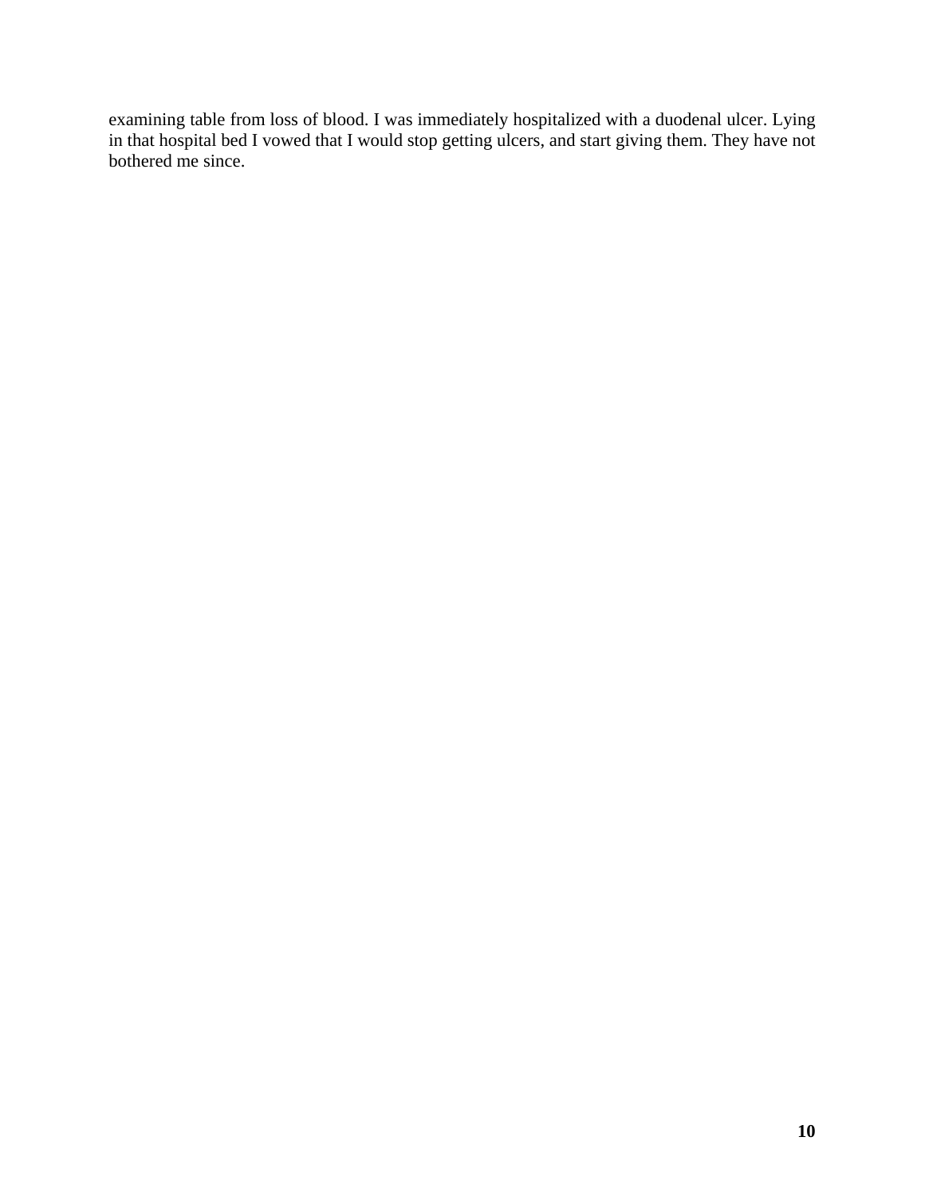examining table from loss of blood. I was immediately hospitalized with a duodenal ulcer. Lying in that hospital bed I vowed that I would stop getting ulcers, and start giving them. They have not bothered me since.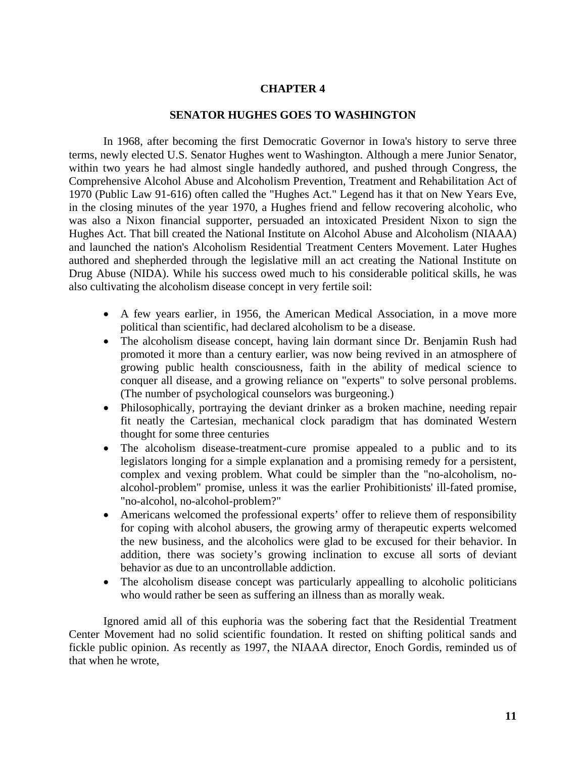# CHAPTER 4

## SENATOR HUGHES GOES TO WASHINGTON

In 1968, after becoming the first Democratic Governor in Iowa's history to serve three terms, newly elected U.S. Senator Hughes went to Washington. Although a mere Junior Senator, within two years he had almost single handedly authored, and pushed through Congress, the Comprehensive Alcohol Abuse and Alcoholism Prevention, Treatment and Rehabilitation Act of 1970 (Public Law 91-616) often called the "Hughes Act." Legend has it that on New Years Eve, in the closing minutes of the year 1970, a Hughes friend and fellow recovering alcoholic, who was also a Nixon financial supporter, persuaded an intoxicated President Nixon to sign the Hughes Act. That bill created the National Institute on Alcohol Abuse and Alcoholism (NIAAA) and launched the nation's Alcoholism Residential Treatment Centers Movement. Later Hughes authored and shepherded through the legislative mill an act creating the National Institute on Drug Abuse (NIDA). While his success owed much to his considerable political skills, he was also cultivating the alcoholism disease concept in very fertile soil:

- A few years earlier, in 1956, the American Medical Association, in a move more political than scientific, had declared alcoholism to be a disease.
- The alcoholism disease concept, having lain dormant since Dr. Benjamin Rush had promoted it more than a century earlier, was now being revived in an atmosphere of growing public health consciousness, faith in the ability of medical science to conquer all disease, and a growing reliance on "experts" to solve personal problems. (The number of psychological counselors was burgeoning.)
- Philosophically, portraying the deviant drinker as a broken machine, needing repair fit neatly the Cartesian, mechanical clock paradigm that has dominated Western thought for some three centuries
- The alcoholism disease-treatment-cure promise appealed to a public and to its legislators longing for a simple explanation and a promising remedy for a persistent, complex and vexing problem. What could be simpler than the "no-alcoholism, no-alcohol-problem" promise, unless it was the earlier Prohibitionists' ill-fated promise, "no-alcohol, no-alcohol-problem?"
- Americans welcomed the professional experts' offer to relieve them of responsibility for coping with alcohol abusers, the growing army of therapeutic experts welcomed the new business, and the alcoholics were glad to be excused for their behavior. In addition, there was society's growing inclination to excuse all sorts of deviant behavior as due to an uncontrollable addiction.
- The alcoholism disease concept was particularly appealling to alcoholic politicians who would rather be seen as suffering an illness than as morally weak.

Ignored amid all of this euphoria was the sobering fact that the Residential Treatment Center Movement had no solid scientific foundation. It rested on shifting political sands and fickle public opinion. As recently as 1997, the NIAAA director, Enoch Gordis, reminded us of that when he wrote,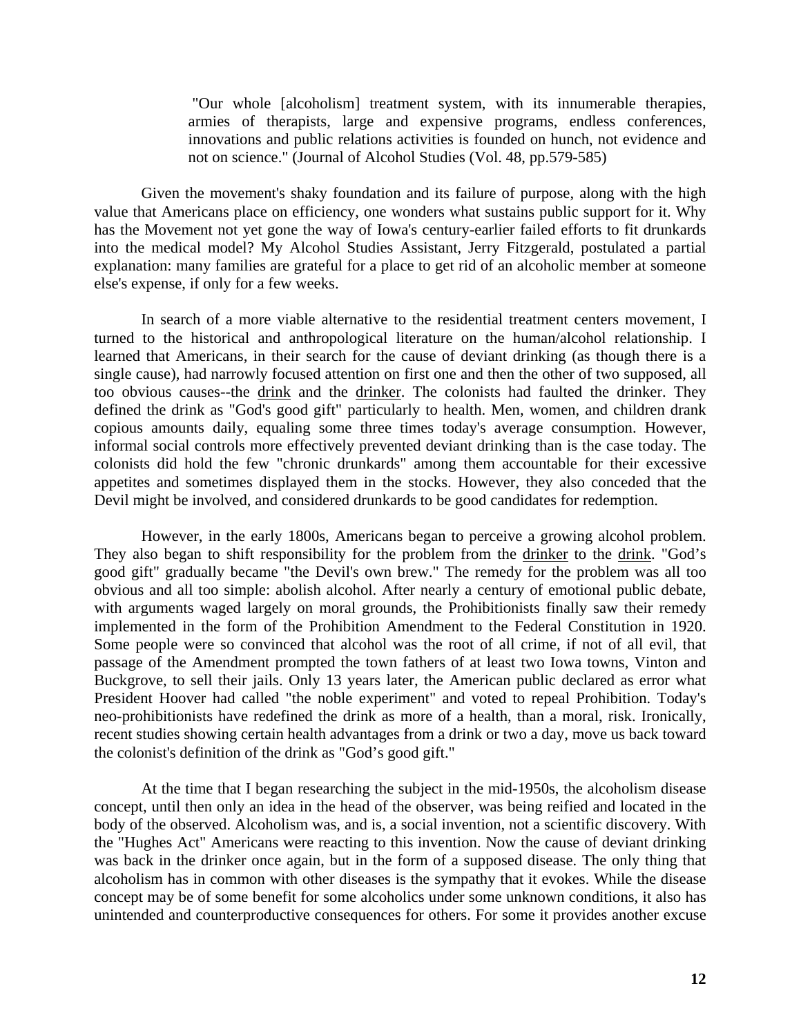> "Our whole [alcoholism] treatment system, with its innumerable therapies, armies of therapists, large and expensive programs, endless conferences, innovations and public relations activities is founded on hunch, not evidence and not on science." (Journal of Alcohol Studies (Vol. 48, pp.579-585)

Given the movement's shaky foundation and its failure of purpose, along with the high value that Americans place on efficiency, one wonders what sustains public support for it. Why has the Movement not yet gone the way of Iowa's century-earlier failed efforts to fit drunkards into the medical model? My Alcohol Studies Assistant, Jerry Fitzgerald, postulated a partial explanation: many families are grateful for a place to get rid of an alcoholic member at someone else's expense, if only for a few weeks.

In search of a more viable alternative to the residential treatment centers movement, I turned to the historical and anthropological literature on the human/alcohol relationship. I learned that Americans, in their search for the cause of deviant drinking (as though there is a single cause), had narrowly focused attention on first one and then the other of two supposed, all too obvious causes--the <u>drink</u> and the <u>drinker</u>. The colonists had faulted the drinker. They defined the drink as "God's good gift" particularly to health. Men, women, and children drank copious amounts daily, equaling some three times today's average consumption. However, informal social controls more effectively prevented deviant drinking than is the case today. The colonists did hold the few "chronic drunkards" among them accountable for their excessive appetites and sometimes displayed them in the stocks. However, they also conceded that the Devil might be involved, and considered drunkards to be good candidates for redemption.

However, in the early 1800s, Americans began to perceive a growing alcohol problem. They also began to shift responsibility for the problem from the <u>drinker</u> to the <u>drink</u>. "God's good gift" gradually became "the Devil's own brew." The remedy for the problem was all too obvious and all too simple: abolish alcohol. After nearly a century of emotional public debate, with arguments waged largely on moral grounds, the Prohibitionists finally saw their remedy implemented in the form of the Prohibition Amendment to the Federal Constitution in 1920. Some people were so convinced that alcohol was the root of all crime, if not of all evil, that passage of the Amendment prompted the town fathers of at least two Iowa towns, Vinton and Buckgrove, to sell their jails. Only 13 years later, the American public declared as error what President Hoover had called "the noble experiment" and voted to repeal Prohibition. Today's neo-prohibitionists have redefined the drink as more of a health, than a moral, risk. Ironically, recent studies showing certain health advantages from a drink or two a day, move us back toward the colonist's definition of the drink as "God's good gift."

At the time that I began researching the subject in the mid-1950s, the alcoholism disease concept, until then only an idea in the head of the observer, was being reified and located in the body of the observed. Alcoholism was, and is, a social invention, not a scientific discovery. With the "Hughes Act" Americans were reacting to this invention. Now the cause of deviant drinking was back in the drinker once again, but in the form of a supposed disease. The only thing that alcoholism has in common with other diseases is the sympathy that it evokes. While the disease concept may be of some benefit for some alcoholics under some unknown conditions, it also has unintended and counterproductive consequences for others. For some it provides another excuse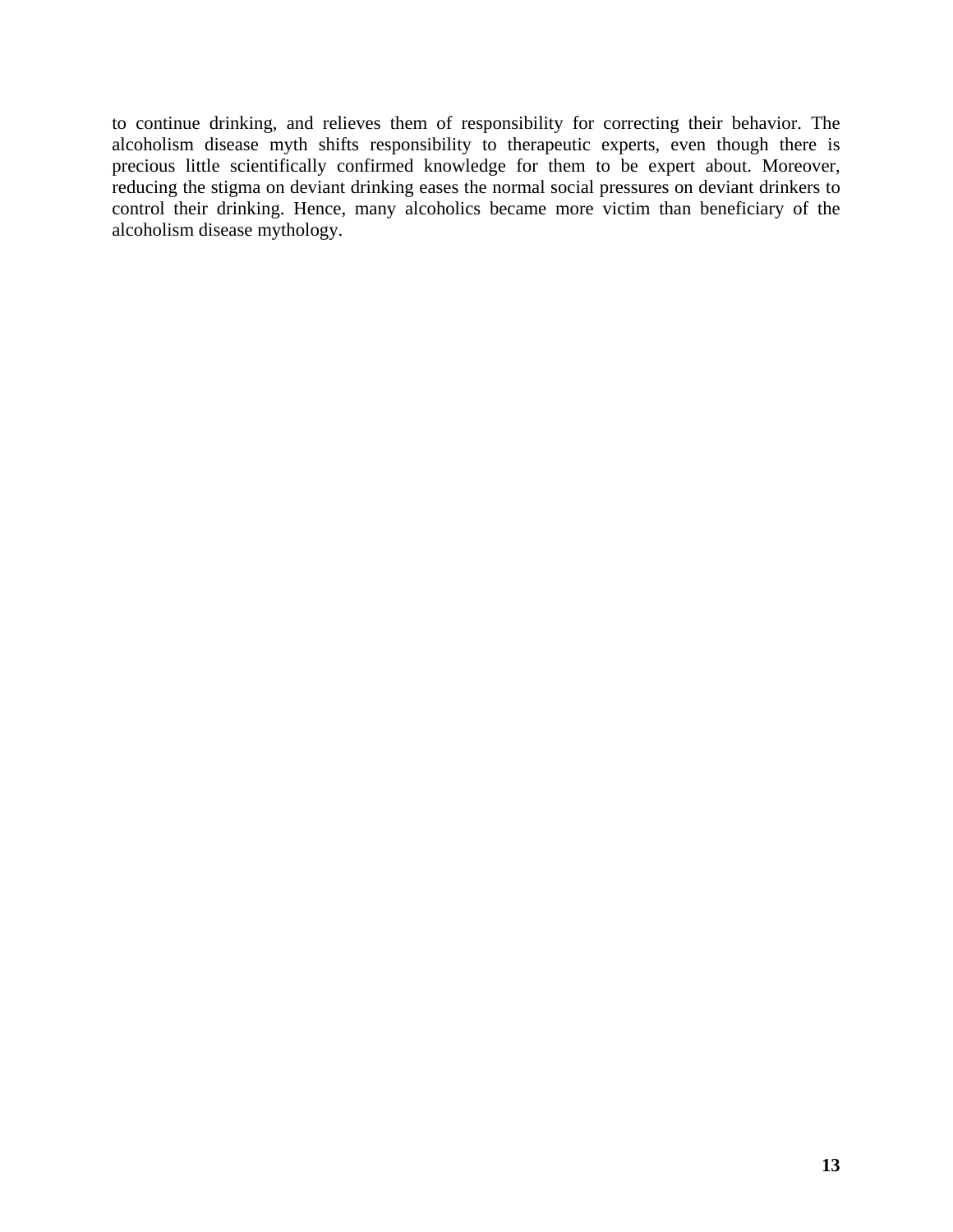to continue drinking, and relieves them of responsibility for correcting their behavior. The alcoholism disease myth shifts responsibility to therapeutic experts, even though there is precious little scientifically confirmed knowledge for them to be expert about. Moreover, reducing the stigma on deviant drinking eases the normal social pressures on deviant drinkers to control their drinking. Hence, many alcoholics became more victim than beneficiary of the alcoholism disease mythology.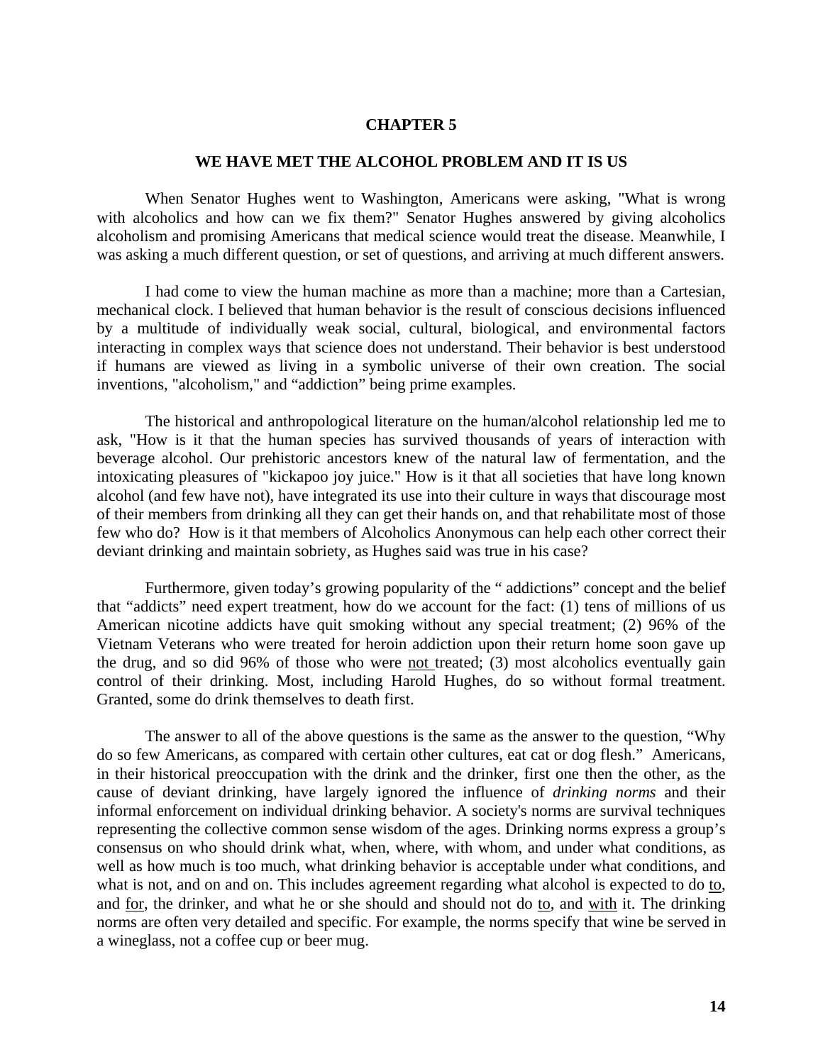# CHAPTER 5

## WE HAVE MET THE ALCOHOL PROBLEM AND IT IS US

When Senator Hughes went to Washington, Americans were asking, "What is wrong with alcoholics and how can we fix them?" Senator Hughes answered by giving alcoholics alcoholism and promising Americans that medical science would treat the disease. Meanwhile, I was asking a much different question, or set of questions, and arriving at much different answers.

I had come to view the human machine as more than a machine; more than a Cartesian, mechanical clock. I believed that human behavior is the result of conscious decisions influenced by a multitude of individually weak social, cultural, biological, and environmental factors interacting in complex ways that science does not understand. Their behavior is best understood if humans are viewed as living in a symbolic universe of their own creation. The social inventions, "alcoholism," and "addiction" being prime examples.

The historical and anthropological literature on the human/alcohol relationship led me to ask, "How is it that the human species has survived thousands of years of interaction with beverage alcohol. Our prehistoric ancestors knew of the natural law of fermentation, and the intoxicating pleasures of "kickapoo joy juice." How is it that all societies that have long known alcohol (and few have not), have integrated its use into their culture in ways that discourage most of their members from drinking all they can get their hands on, and that rehabilitate most of those few who do? How is it that members of Alcoholics Anonymous can help each other correct their deviant drinking and maintain sobriety, as Hughes said was true in his case?

Furthermore, given today's growing popularity of the " addictions" concept and the belief that "addicts" need expert treatment, how do we account for the fact: (1) tens of millions of us American nicotine addicts have quit smoking without any special treatment; (2) 96% of the Vietnam Veterans who were treated for heroin addiction upon their return home soon gave up the drug, and so did 96% of those who were <u>not</u> treated; (3) most alcoholics eventually gain control of their drinking. Most, including Harold Hughes, do so without formal treatment. Granted, some do drink themselves to death first.

The answer to all of the above questions is the same as the answer to the question, "Why do so few Americans, as compared with certain other cultures, eat cat or dog flesh." Americans, in their historical preoccupation with the drink and the drinker, first one then the other, as the cause of deviant drinking, have largely ignored the influence of *drinking norms* and their informal enforcement on individual drinking behavior. A society's norms are survival techniques representing the collective common sense wisdom of the ages. Drinking norms express a group's consensus on who should drink what, when, where, with whom, and under what conditions, as well as how much is too much, what drinking behavior is acceptable under what conditions, and what is not, and on and on. This includes agreement regarding what alcohol is expected to do <u>to</u>, and <u>for</u>, the drinker, and what he or she should and should not do <u>to</u>, and <u>with</u> it. The drinking norms are often very detailed and specific. For example, the norms specify that wine be served in a wineglass, not a coffee cup or beer mug.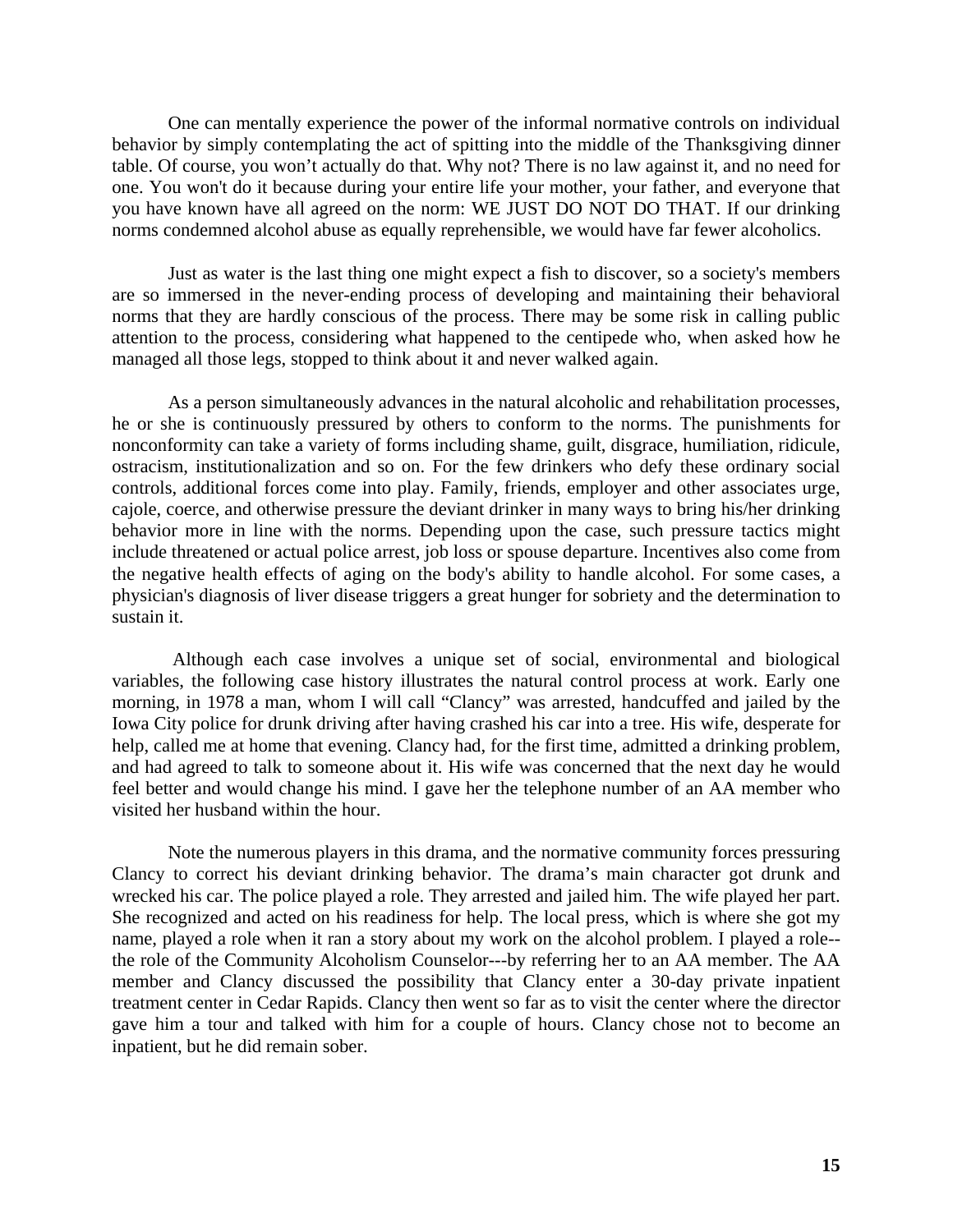One can mentally experience the power of the informal normative controls on individual behavior by simply contemplating the act of spitting into the middle of the Thanksgiving dinner table. Of course, you won't actually do that. Why not? There is no law against it, and no need for one. You won't do it because during your entire life your mother, your father, and everyone that you have known have all agreed on the norm: WE JUST DO NOT DO THAT. If our drinking norms condemned alcohol abuse as equally reprehensible, we would have far fewer alcoholics.

Just as water is the last thing one might expect a fish to discover, so a society's members are so immersed in the never-ending process of developing and maintaining their behavioral norms that they are hardly conscious of the process. There may be some risk in calling public attention to the process, considering what happened to the centipede who, when asked how he managed all those legs, stopped to think about it and never walked again.

As a person simultaneously advances in the natural alcoholic and rehabilitation processes, he or she is continuously pressured by others to conform to the norms. The punishments for nonconformity can take a variety of forms including shame, guilt, disgrace, humiliation, ridicule, ostracism, institutionalization and so on. For the few drinkers who defy these ordinary social controls, additional forces come into play. Family, friends, employer and other associates urge, cajole, coerce, and otherwise pressure the deviant drinker in many ways to bring his/her drinking behavior more in line with the norms. Depending upon the case, such pressure tactics might include threatened or actual police arrest, job loss or spouse departure. Incentives also come from the negative health effects of aging on the body's ability to handle alcohol. For some cases, a physician's diagnosis of liver disease triggers a great hunger for sobriety and the determination to sustain it.

Although each case involves a unique set of social, environmental and biological variables, the following case history illustrates the natural control process at work. Early one morning, in 1978 a man, whom I will call "Clancy" was arrested, handcuffed and jailed by the Iowa City police for drunk driving after having crashed his car into a tree. His wife, desperate for help, called me at home that evening. Clancy had, for the first time, admitted a drinking problem, and had agreed to talk to someone about it. His wife was concerned that the next day he would feel better and would change his mind. I gave her the telephone number of an AA member who visited her husband within the hour.

Note the numerous players in this drama, and the normative community forces pressuring Clancy to correct his deviant drinking behavior. The drama's main character got drunk and wrecked his car. The police played a role. They arrested and jailed him. The wife played her part. She recognized and acted on his readiness for help. The local press, which is where she got my name, played a role when it ran a story about my work on the alcohol problem. I played a role--the role of the Community Alcoholism Counselor---by referring her to an AA member. The AA member and Clancy discussed the possibility that Clancy enter a 30-day private inpatient treatment center in Cedar Rapids. Clancy then went so far as to visit the center where the director gave him a tour and talked with him for a couple of hours. Clancy chose not to become an inpatient, but he did remain sober.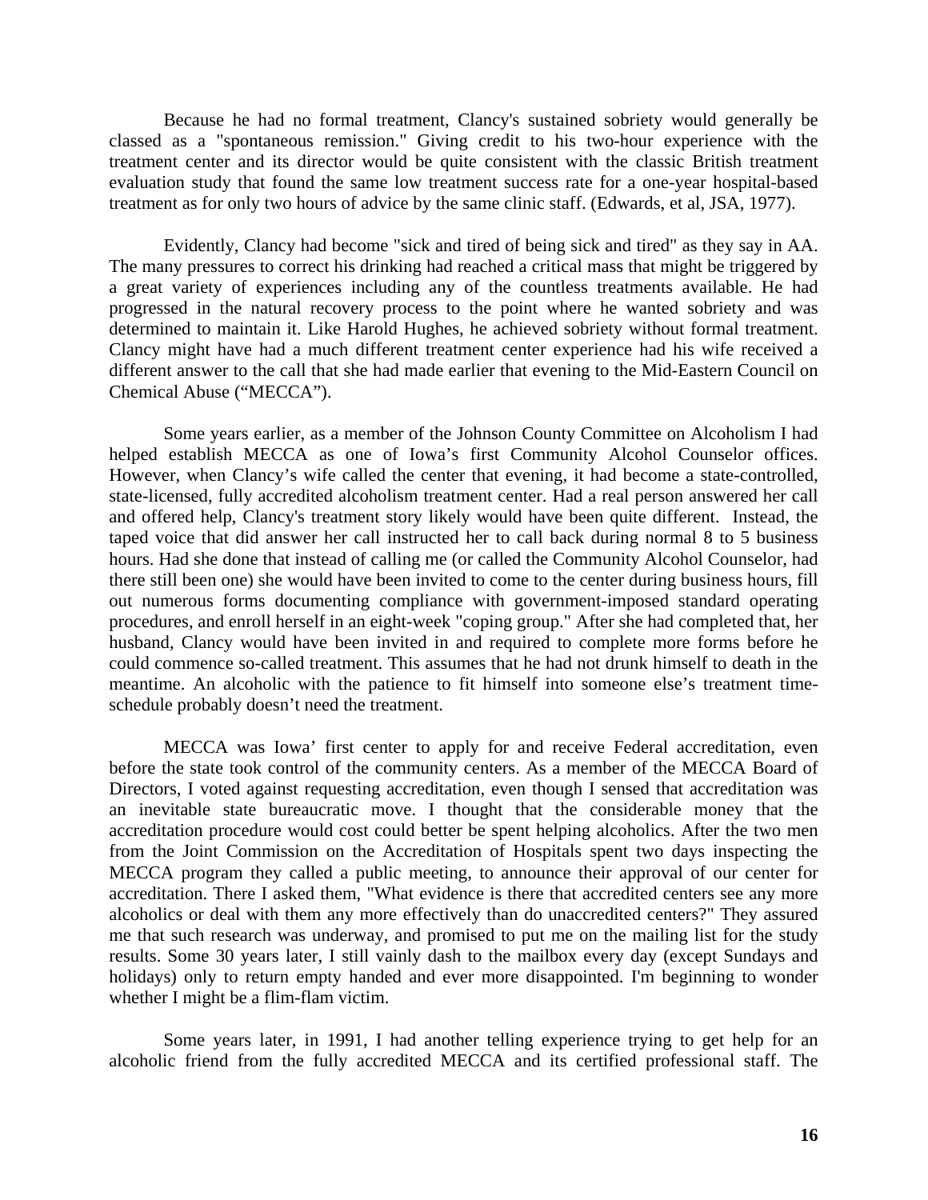Because he had no formal treatment, Clancy's sustained sobriety would generally be classed as a "spontaneous remission." Giving credit to his two-hour experience with the treatment center and its director would be quite consistent with the classic British treatment evaluation study that found the same low treatment success rate for a one-year hospital-based treatment as for only two hours of advice by the same clinic staff. (Edwards, et al, JSA, 1977).

Evidently, Clancy had become "sick and tired of being sick and tired" as they say in AA. The many pressures to correct his drinking had reached a critical mass that might be triggered by a great variety of experiences including any of the countless treatments available. He had progressed in the natural recovery process to the point where he wanted sobriety and was determined to maintain it. Like Harold Hughes, he achieved sobriety without formal treatment. Clancy might have had a much different treatment center experience had his wife received a different answer to the call that she had made earlier that evening to the Mid-Eastern Council on Chemical Abuse ("MECCA").

Some years earlier, as a member of the Johnson County Committee on Alcoholism I had helped establish MECCA as one of Iowa's first Community Alcohol Counselor offices. However, when Clancy's wife called the center that evening, it had become a state-controlled, state-licensed, fully accredited alcoholism treatment center. Had a real person answered her call and offered help, Clancy's treatment story likely would have been quite different. Instead, the taped voice that did answer her call instructed her to call back during normal 8 to 5 business hours. Had she done that instead of calling me (or called the Community Alcohol Counselor, had there still been one) she would have been invited to come to the center during business hours, fill out numerous forms documenting compliance with government-imposed standard operating procedures, and enroll herself in an eight-week "coping group." After she had completed that, her husband, Clancy would have been invited in and required to complete more forms before he could commence so-called treatment. This assumes that he had not drunk himself to death in the meantime. An alcoholic with the patience to fit himself into someone else's treatment time-schedule probably doesn't need the treatment.

MECCA was Iowa' first center to apply for and receive Federal accreditation, even before the state took control of the community centers. As a member of the MECCA Board of Directors, I voted against requesting accreditation, even though I sensed that accreditation was an inevitable state bureaucratic move. I thought that the considerable money that the accreditation procedure would cost could better be spent helping alcoholics. After the two men from the Joint Commission on the Accreditation of Hospitals spent two days inspecting the MECCA program they called a public meeting, to announce their approval of our center for accreditation. There I asked them, "What evidence is there that accredited centers see any more alcoholics or deal with them any more effectively than do unaccredited centers?" They assured me that such research was underway, and promised to put me on the mailing list for the study results. Some 30 years later, I still vainly dash to the mailbox every day (except Sundays and holidays) only to return empty handed and ever more disappointed. I'm beginning to wonder whether I might be a flim-flam victim.

Some years later, in 1991, I had another telling experience trying to get help for an alcoholic friend from the fully accredited MECCA and its certified professional staff. The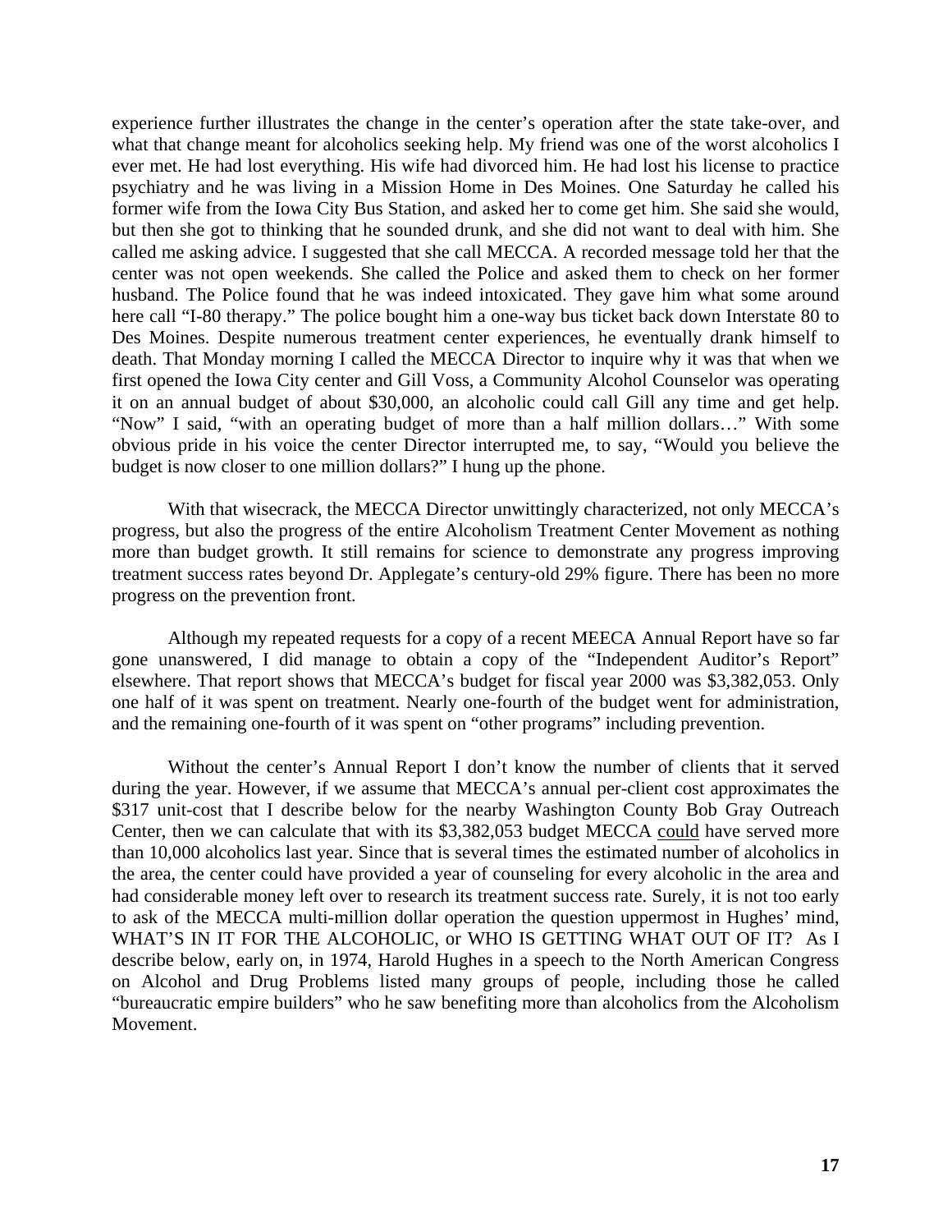experience further illustrates the change in the center's operation after the state take-over, and what that change meant for alcoholics seeking help. My friend was one of the worst alcoholics I ever met. He had lost everything. His wife had divorced him. He had lost his license to practice psychiatry and he was living in a Mission Home in Des Moines. One Saturday he called his former wife from the Iowa City Bus Station, and asked her to come get him. She said she would, but then she got to thinking that he sounded drunk, and she did not want to deal with him. She called me asking advice. I suggested that she call MECCA. A recorded message told her that the center was not open weekends. She called the Police and asked them to check on her former husband. The Police found that he was indeed intoxicated. They gave him what some around here call "I-80 therapy." The police bought him a one-way bus ticket back down Interstate 80 to Des Moines. Despite numerous treatment center experiences, he eventually drank himself to death. That Monday morning I called the MECCA Director to inquire why it was that when we first opened the Iowa City center and Gill Voss, a Community Alcohol Counselor was operating it on an annual budget of about $30,000, an alcoholic could call Gill any time and get help. "Now" I said, "with an operating budget of more than a half million dollars…" With some obvious pride in his voice the center Director interrupted me, to say, "Would you believe the budget is now closer to one million dollars?" I hung up the phone.

With that wisecrack, the MECCA Director unwittingly characterized, not only MECCA's progress, but also the progress of the entire Alcoholism Treatment Center Movement as nothing more than budget growth. It still remains for science to demonstrate any progress improving treatment success rates beyond Dr. Applegate's century-old 29% figure. There has been no more progress on the prevention front.

Although my repeated requests for a copy of a recent MEECA Annual Report have so far gone unanswered, I did manage to obtain a copy of the "Independent Auditor's Report" elsewhere. That report shows that MECCA's budget for fiscal year 2000 was $3,382,053. Only one half of it was spent on treatment. Nearly one-fourth of the budget went for administration, and the remaining one-fourth of it was spent on "other programs" including prevention.

Without the center's Annual Report I don't know the number of clients that it served during the year. However, if we assume that MECCA's annual per-client cost approximates the $317 unit-cost that I describe below for the nearby Washington County Bob Gray Outreach Center, then we can calculate that with its $3,382,053 budget MECCA could have served more than 10,000 alcoholics last year. Since that is several times the estimated number of alcoholics in the area, the center could have provided a year of counseling for every alcoholic in the area and had considerable money left over to research its treatment success rate. Surely, it is not too early to ask of the MECCA multi-million dollar operation the question uppermost in Hughes' mind, WHAT'S IN IT FOR THE ALCOHOLIC, or WHO IS GETTING WHAT OUT OF IT? As I describe below, early on, in 1974, Harold Hughes in a speech to the North American Congress on Alcohol and Drug Problems listed many groups of people, including those he called "bureaucratic empire builders" who he saw benefiting more than alcoholics from the Alcoholism Movement.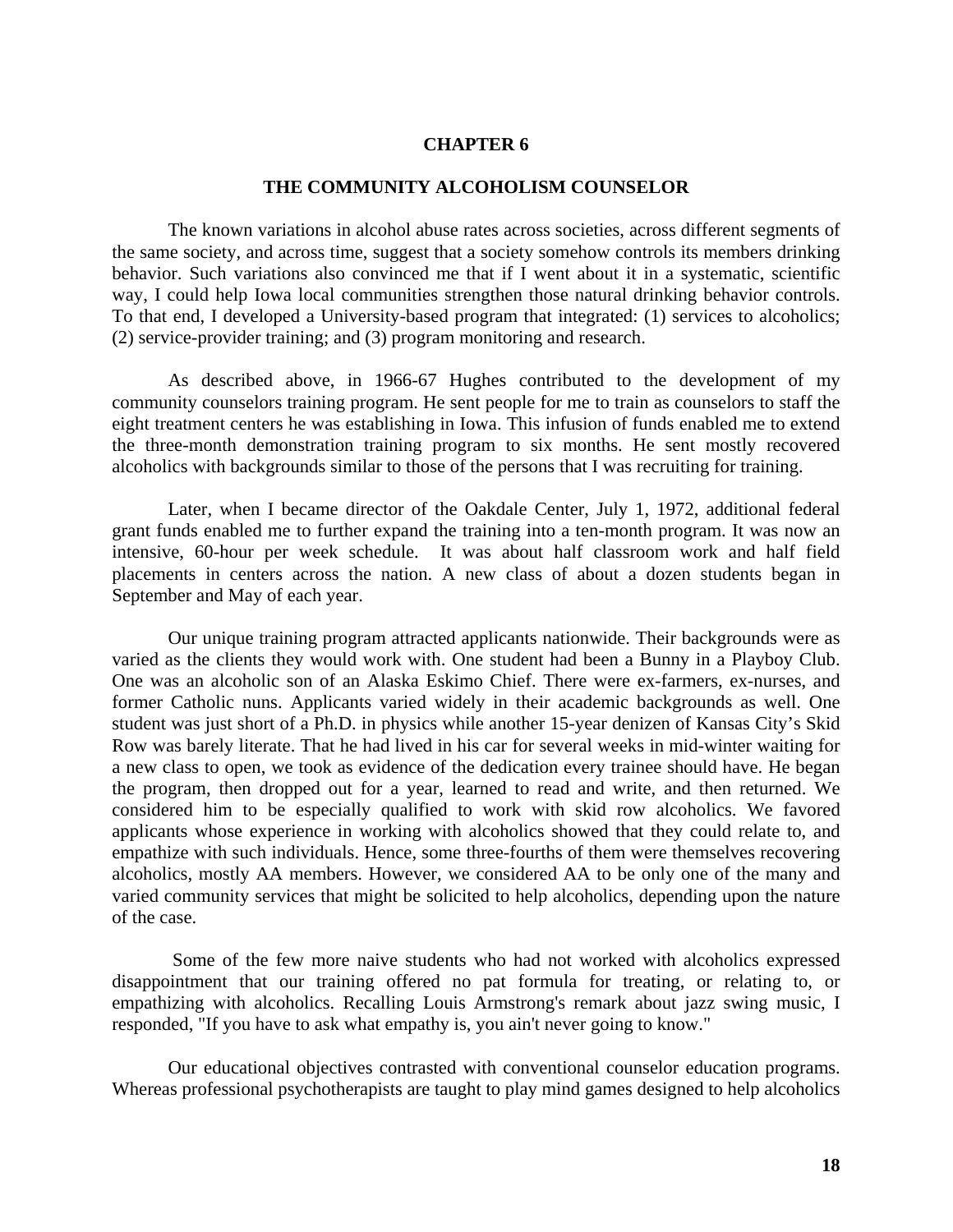# CHAPTER 6

## THE COMMUNITY ALCOHOLISM COUNSELOR

The known variations in alcohol abuse rates across societies, across different segments of the same society, and across time, suggest that a society somehow controls its members drinking behavior. Such variations also convinced me that if I went about it in a systematic, scientific way, I could help Iowa local communities strengthen those natural drinking behavior controls. To that end, I developed a University-based program that integrated: (1) services to alcoholics; (2) service-provider training; and (3) program monitoring and research.

As described above, in 1966-67 Hughes contributed to the development of my community counselors training program. He sent people for me to train as counselors to staff the eight treatment centers he was establishing in Iowa. This infusion of funds enabled me to extend the three-month demonstration training program to six months. He sent mostly recovered alcoholics with backgrounds similar to those of the persons that I was recruiting for training.

Later, when I became director of the Oakdale Center, July 1, 1972, additional federal grant funds enabled me to further expand the training into a ten-month program. It was now an intensive, 60-hour per week schedule. It was about half classroom work and half field placements in centers across the nation. A new class of about a dozen students began in September and May of each year.

Our unique training program attracted applicants nationwide. Their backgrounds were as varied as the clients they would work with. One student had been a Bunny in a Playboy Club. One was an alcoholic son of an Alaska Eskimo Chief. There were ex-farmers, ex-nurses, and former Catholic nuns. Applicants varied widely in their academic backgrounds as well. One student was just short of a Ph.D. in physics while another 15-year denizen of Kansas City's Skid Row was barely literate. That he had lived in his car for several weeks in mid-winter waiting for a new class to open, we took as evidence of the dedication every trainee should have. He began the program, then dropped out for a year, learned to read and write, and then returned. We considered him to be especially qualified to work with skid row alcoholics. We favored applicants whose experience in working with alcoholics showed that they could relate to, and empathize with such individuals. Hence, some three-fourths of them were themselves recovering alcoholics, mostly AA members. However, we considered AA to be only one of the many and varied community services that might be solicited to help alcoholics, depending upon the nature of the case.

Some of the few more naive students who had not worked with alcoholics expressed disappointment that our training offered no pat formula for treating, or relating to, or empathizing with alcoholics. Recalling Louis Armstrong's remark about jazz swing music, I responded, "If you have to ask what empathy is, you ain't never going to know."

Our educational objectives contrasted with conventional counselor education programs. Whereas professional psychotherapists are taught to play mind games designed to help alcoholics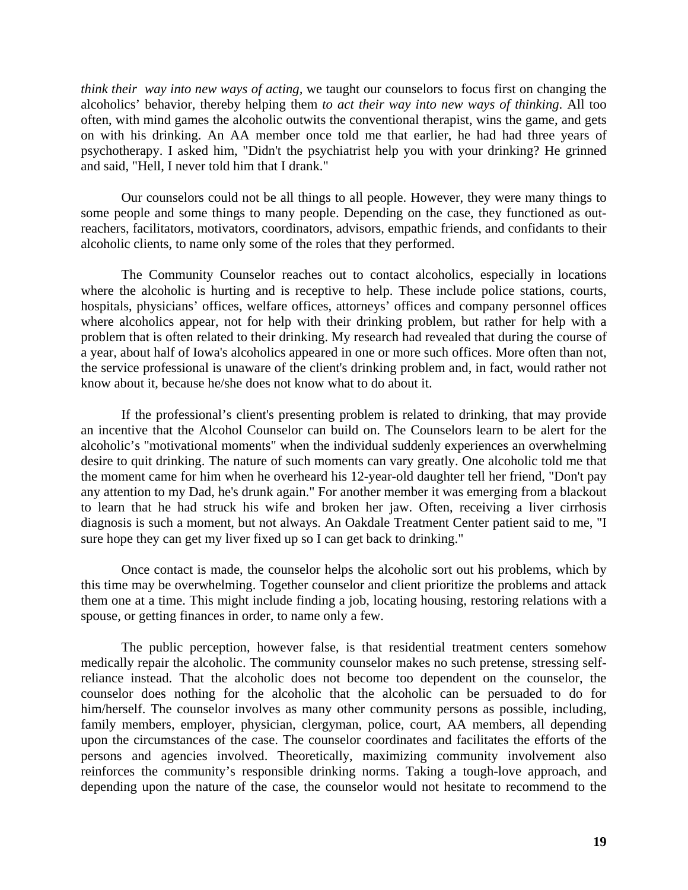*think their way into new ways of acting*, we taught our counselors to focus first on changing the alcoholics' behavior, thereby helping them *to act their way into new ways of thinking*. All too often, with mind games the alcoholic outwits the conventional therapist, wins the game, and gets on with his drinking. An AA member once told me that earlier, he had had three years of psychotherapy. I asked him, "Didn't the psychiatrist help you with your drinking? He grinned and said, "Hell, I never told him that I drank."

Our counselors could not be all things to all people. However, they were many things to some people and some things to many people. Depending on the case, they functioned as out-reachers, facilitators, motivators, coordinators, advisors, empathic friends, and confidants to their alcoholic clients, to name only some of the roles that they performed.

The Community Counselor reaches out to contact alcoholics, especially in locations where the alcoholic is hurting and is receptive to help. These include police stations, courts, hospitals, physicians' offices, welfare offices, attorneys' offices and company personnel offices where alcoholics appear, not for help with their drinking problem, but rather for help with a problem that is often related to their drinking. My research had revealed that during the course of a year, about half of Iowa's alcoholics appeared in one or more such offices. More often than not, the service professional is unaware of the client's drinking problem and, in fact, would rather not know about it, because he/she does not know what to do about it.

If the professional's client's presenting problem is related to drinking, that may provide an incentive that the Alcohol Counselor can build on. The Counselors learn to be alert for the alcoholic's "motivational moments" when the individual suddenly experiences an overwhelming desire to quit drinking. The nature of such moments can vary greatly. One alcoholic told me that the moment came for him when he overheard his 12-year-old daughter tell her friend, "Don't pay any attention to my Dad, he's drunk again." For another member it was emerging from a blackout to learn that he had struck his wife and broken her jaw. Often, receiving a liver cirrhosis diagnosis is such a moment, but not always. An Oakdale Treatment Center patient said to me, "I sure hope they can get my liver fixed up so I can get back to drinking."

Once contact is made, the counselor helps the alcoholic sort out his problems, which by this time may be overwhelming. Together counselor and client prioritize the problems and attack them one at a time. This might include finding a job, locating housing, restoring relations with a spouse, or getting finances in order, to name only a few.

The public perception, however false, is that residential treatment centers somehow medically repair the alcoholic. The community counselor makes no such pretense, stressing self-reliance instead. That the alcoholic does not become too dependent on the counselor, the counselor does nothing for the alcoholic that the alcoholic can be persuaded to do for him/herself. The counselor involves as many other community persons as possible, including, family members, employer, physician, clergyman, police, court, AA members, all depending upon the circumstances of the case. The counselor coordinates and facilitates the efforts of the persons and agencies involved. Theoretically, maximizing community involvement also reinforces the community's responsible drinking norms. Taking a tough-love approach, and depending upon the nature of the case, the counselor would not hesitate to recommend to the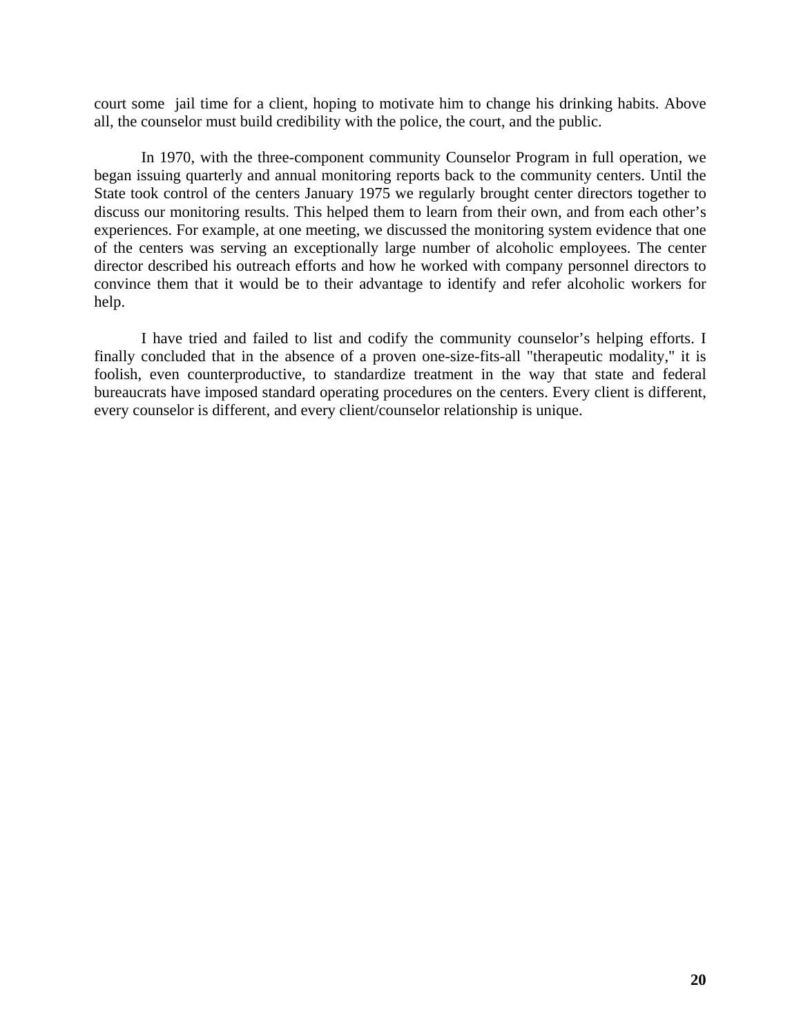court some jail time for a client, hoping to motivate him to change his drinking habits. Above all, the counselor must build credibility with the police, the court, and the public.

In 1970, with the three-component community Counselor Program in full operation, we began issuing quarterly and annual monitoring reports back to the community centers. Until the State took control of the centers January 1975 we regularly brought center directors together to discuss our monitoring results. This helped them to learn from their own, and from each other's experiences. For example, at one meeting, we discussed the monitoring system evidence that one of the centers was serving an exceptionally large number of alcoholic employees. The center director described his outreach efforts and how he worked with company personnel directors to convince them that it would be to their advantage to identify and refer alcoholic workers for help.

I have tried and failed to list and codify the community counselor's helping efforts. I finally concluded that in the absence of a proven one-size-fits-all "therapeutic modality," it is foolish, even counterproductive, to standardize treatment in the way that state and federal bureaucrats have imposed standard operating procedures on the centers. Every client is different, every counselor is different, and every client/counselor relationship is unique.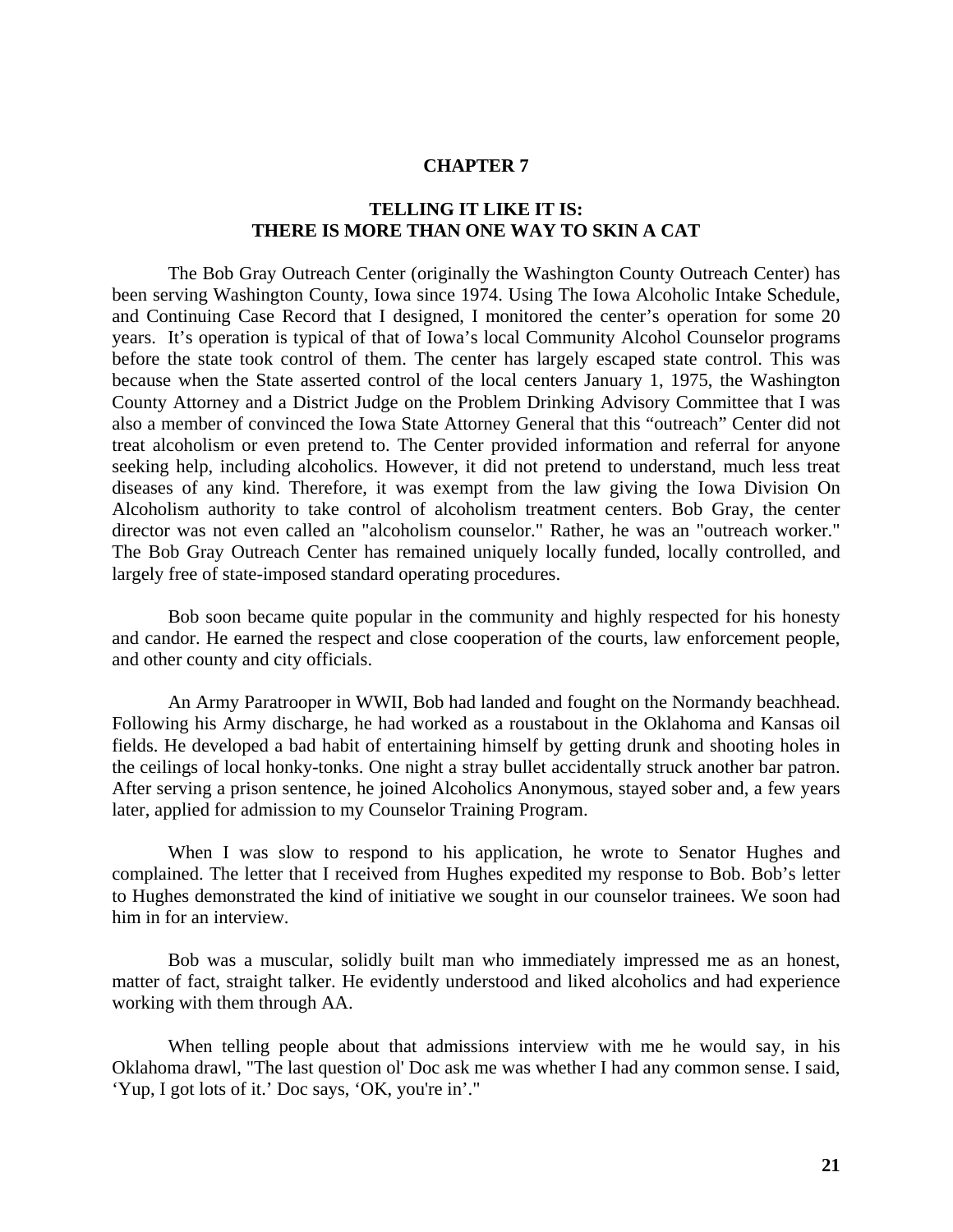# CHAPTER 7

## TELLING IT LIKE IT IS:
## THERE IS MORE THAN ONE WAY TO SKIN A CAT

The Bob Gray Outreach Center (originally the Washington County Outreach Center) has been serving Washington County, Iowa since 1974. Using The Iowa Alcoholic Intake Schedule, and Continuing Case Record that I designed, I monitored the center's operation for some 20 years. It's operation is typical of that of Iowa's local Community Alcohol Counselor programs before the state took control of them. The center has largely escaped state control. This was because when the State asserted control of the local centers January 1, 1975, the Washington County Attorney and a District Judge on the Problem Drinking Advisory Committee that I was also a member of convinced the Iowa State Attorney General that this "outreach" Center did not treat alcoholism or even pretend to. The Center provided information and referral for anyone seeking help, including alcoholics. However, it did not pretend to understand, much less treat diseases of any kind. Therefore, it was exempt from the law giving the Iowa Division On Alcoholism authority to take control of alcoholism treatment centers. Bob Gray, the center director was not even called an "alcoholism counselor." Rather, he was an "outreach worker." The Bob Gray Outreach Center has remained uniquely locally funded, locally controlled, and largely free of state-imposed standard operating procedures.

Bob soon became quite popular in the community and highly respected for his honesty and candor. He earned the respect and close cooperation of the courts, law enforcement people, and other county and city officials.

An Army Paratrooper in WWII, Bob had landed and fought on the Normandy beachhead. Following his Army discharge, he had worked as a roustabout in the Oklahoma and Kansas oil fields. He developed a bad habit of entertaining himself by getting drunk and shooting holes in the ceilings of local honky-tonks. One night a stray bullet accidentally struck another bar patron. After serving a prison sentence, he joined Alcoholics Anonymous, stayed sober and, a few years later, applied for admission to my Counselor Training Program.

When I was slow to respond to his application, he wrote to Senator Hughes and complained. The letter that I received from Hughes expedited my response to Bob. Bob's letter to Hughes demonstrated the kind of initiative we sought in our counselor trainees. We soon had him in for an interview.

Bob was a muscular, solidly built man who immediately impressed me as an honest, matter of fact, straight talker. He evidently understood and liked alcoholics and had experience working with them through AA.

When telling people about that admissions interview with me he would say, in his Oklahoma drawl, "The last question ol' Doc ask me was whether I had any common sense. I said, 'Yup, I got lots of it.' Doc says, 'OK, you're in'."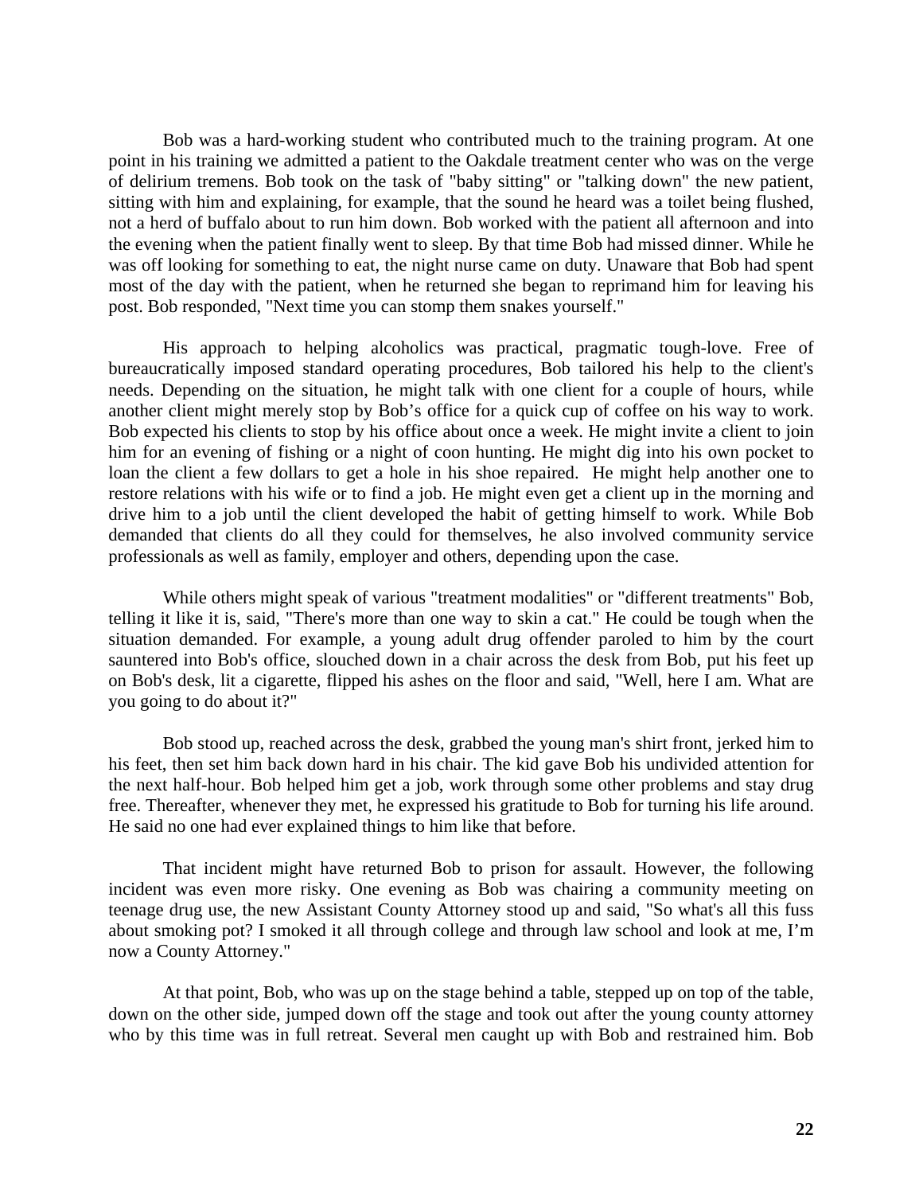Bob was a hard-working student who contributed much to the training program. At one point in his training we admitted a patient to the Oakdale treatment center who was on the verge of delirium tremens. Bob took on the task of "baby sitting" or "talking down" the new patient, sitting with him and explaining, for example, that the sound he heard was a toilet being flushed, not a herd of buffalo about to run him down. Bob worked with the patient all afternoon and into the evening when the patient finally went to sleep. By that time Bob had missed dinner. While he was off looking for something to eat, the night nurse came on duty. Unaware that Bob had spent most of the day with the patient, when he returned she began to reprimand him for leaving his post. Bob responded, "Next time you can stomp them snakes yourself."

His approach to helping alcoholics was practical, pragmatic tough-love. Free of bureaucratically imposed standard operating procedures, Bob tailored his help to the client's needs. Depending on the situation, he might talk with one client for a couple of hours, while another client might merely stop by Bob's office for a quick cup of coffee on his way to work. Bob expected his clients to stop by his office about once a week. He might invite a client to join him for an evening of fishing or a night of coon hunting. He might dig into his own pocket to loan the client a few dollars to get a hole in his shoe repaired. He might help another one to restore relations with his wife or to find a job. He might even get a client up in the morning and drive him to a job until the client developed the habit of getting himself to work. While Bob demanded that clients do all they could for themselves, he also involved community service professionals as well as family, employer and others, depending upon the case.

While others might speak of various "treatment modalities" or "different treatments" Bob, telling it like it is, said, "There's more than one way to skin a cat." He could be tough when the situation demanded. For example, a young adult drug offender paroled to him by the court sauntered into Bob's office, slouched down in a chair across the desk from Bob, put his feet up on Bob's desk, lit a cigarette, flipped his ashes on the floor and said, "Well, here I am. What are you going to do about it?"

Bob stood up, reached across the desk, grabbed the young man's shirt front, jerked him to his feet, then set him back down hard in his chair. The kid gave Bob his undivided attention for the next half-hour. Bob helped him get a job, work through some other problems and stay drug free. Thereafter, whenever they met, he expressed his gratitude to Bob for turning his life around. He said no one had ever explained things to him like that before.

That incident might have returned Bob to prison for assault. However, the following incident was even more risky. One evening as Bob was chairing a community meeting on teenage drug use, the new Assistant County Attorney stood up and said, "So what's all this fuss about smoking pot? I smoked it all through college and through law school and look at me, I'm now a County Attorney."

At that point, Bob, who was up on the stage behind a table, stepped up on top of the table, down on the other side, jumped down off the stage and took out after the young county attorney who by this time was in full retreat. Several men caught up with Bob and restrained him. Bob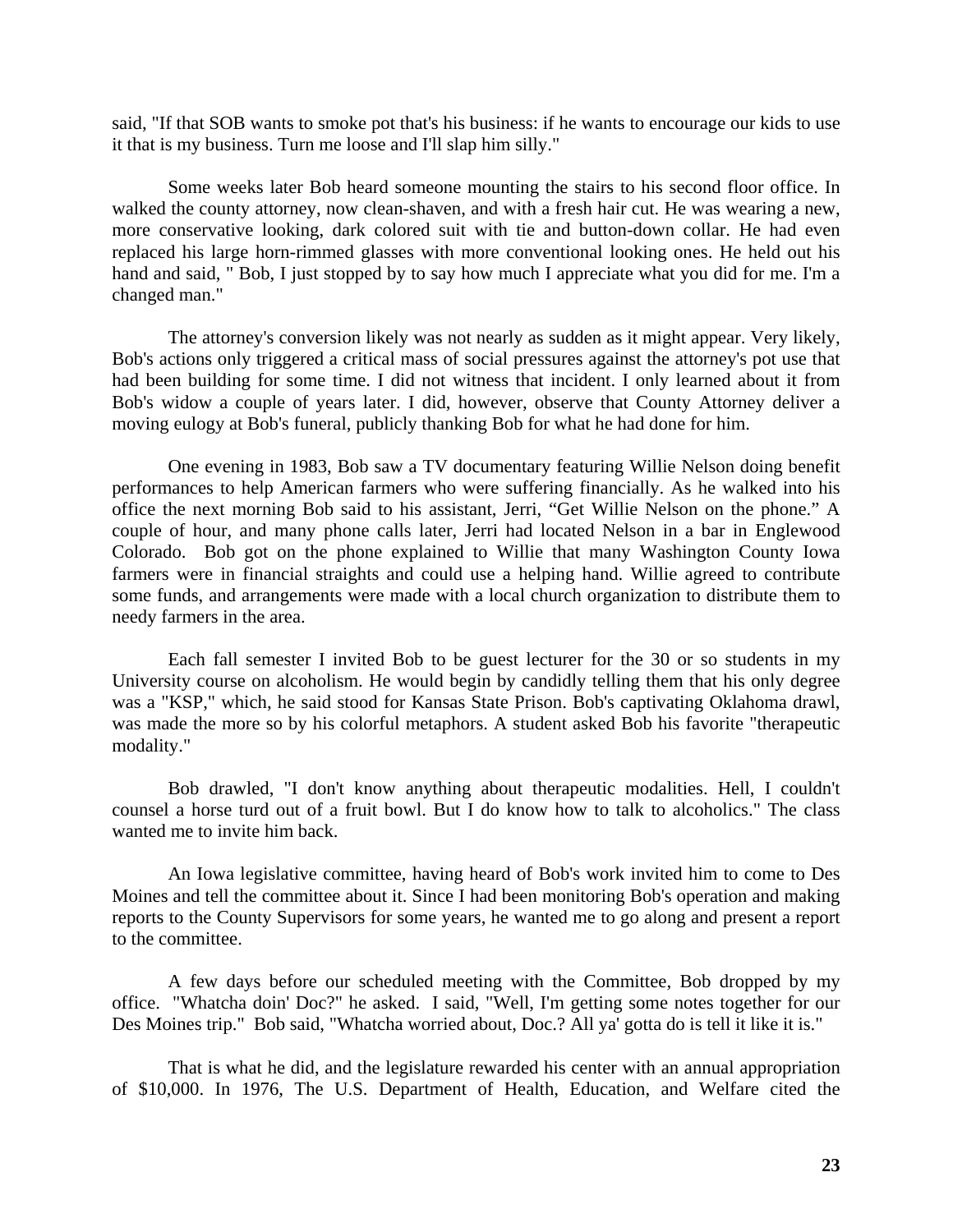said, "If that SOB wants to smoke pot that's his business: if he wants to encourage our kids to use it that is my business. Turn me loose and I'll slap him silly."

Some weeks later Bob heard someone mounting the stairs to his second floor office. In walked the county attorney, now clean-shaven, and with a fresh hair cut. He was wearing a new, more conservative looking, dark colored suit with tie and button-down collar. He had even replaced his large horn-rimmed glasses with more conventional looking ones. He held out his hand and said, " Bob, I just stopped by to say how much I appreciate what you did for me. I'm a changed man."

The attorney's conversion likely was not nearly as sudden as it might appear. Very likely, Bob's actions only triggered a critical mass of social pressures against the attorney's pot use that had been building for some time. I did not witness that incident. I only learned about it from Bob's widow a couple of years later. I did, however, observe that County Attorney deliver a moving eulogy at Bob's funeral, publicly thanking Bob for what he had done for him.

One evening in 1983, Bob saw a TV documentary featuring Willie Nelson doing benefit performances to help American farmers who were suffering financially. As he walked into his office the next morning Bob said to his assistant, Jerri, “Get Willie Nelson on the phone.” A couple of hour, and many phone calls later, Jerri had located Nelson in a bar in Englewood Colorado. Bob got on the phone explained to Willie that many Washington County Iowa farmers were in financial straights and could use a helping hand. Willie agreed to contribute some funds, and arrangements were made with a local church organization to distribute them to needy farmers in the area.

Each fall semester I invited Bob to be guest lecturer for the 30 or so students in my University course on alcoholism. He would begin by candidly telling them that his only degree was a "KSP," which, he said stood for Kansas State Prison. Bob's captivating Oklahoma drawl, was made the more so by his colorful metaphors. A student asked Bob his favorite "therapeutic modality."

Bob drawled, "I don't know anything about therapeutic modalities. Hell, I couldn't counsel a horse turd out of a fruit bowl. But I do know how to talk to alcoholics." The class wanted me to invite him back.

An Iowa legislative committee, having heard of Bob's work invited him to come to Des Moines and tell the committee about it. Since I had been monitoring Bob's operation and making reports to the County Supervisors for some years, he wanted me to go along and present a report to the committee.

A few days before our scheduled meeting with the Committee, Bob dropped by my office. "Whatcha doin' Doc?" he asked. I said, "Well, I'm getting some notes together for our Des Moines trip." Bob said, "Whatcha worried about, Doc.? All ya' gotta do is tell it like it is."

That is what he did, and the legislature rewarded his center with an annual appropriation of $10,000. In 1976, The U.S. Department of Health, Education, and Welfare cited the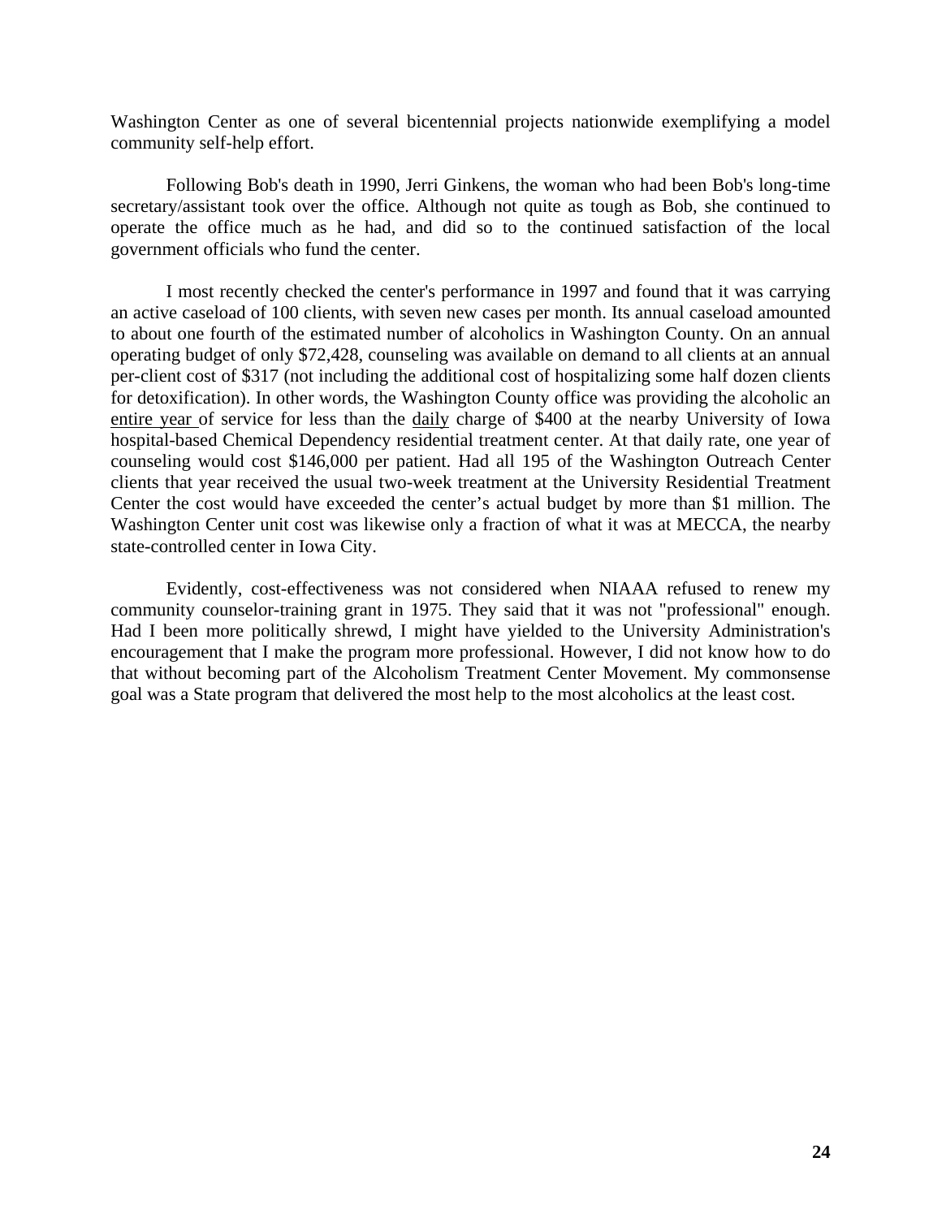Washington Center as one of several bicentennial projects nationwide exemplifying a model community self-help effort.

Following Bob's death in 1990, Jerri Ginkens, the woman who had been Bob's long-time secretary/assistant took over the office. Although not quite as tough as Bob, she continued to operate the office much as he had, and did so to the continued satisfaction of the local government officials who fund the center.

I most recently checked the center's performance in 1997 and found that it was carrying an active caseload of 100 clients, with seven new cases per month. Its annual caseload amounted to about one fourth of the estimated number of alcoholics in Washington County. On an annual operating budget of only $72,428, counseling was available on demand to all clients at an annual per-client cost of $317 (not including the additional cost of hospitalizing some half dozen clients for detoxification). In other words, the Washington County office was providing the alcoholic an entire year of service for less than the daily charge of $400 at the nearby University of Iowa hospital-based Chemical Dependency residential treatment center. At that daily rate, one year of counseling would cost $146,000 per patient. Had all 195 of the Washington Outreach Center clients that year received the usual two-week treatment at the University Residential Treatment Center the cost would have exceeded the center's actual budget by more than $1 million. The Washington Center unit cost was likewise only a fraction of what it was at MECCA, the nearby state-controlled center in Iowa City.

Evidently, cost-effectiveness was not considered when NIAAA refused to renew my community counselor-training grant in 1975. They said that it was not "professional" enough. Had I been more politically shrewd, I might have yielded to the University Administration's encouragement that I make the program more professional. However, I did not know how to do that without becoming part of the Alcoholism Treatment Center Movement. My commonsense goal was a State program that delivered the most help to the most alcoholics at the least cost.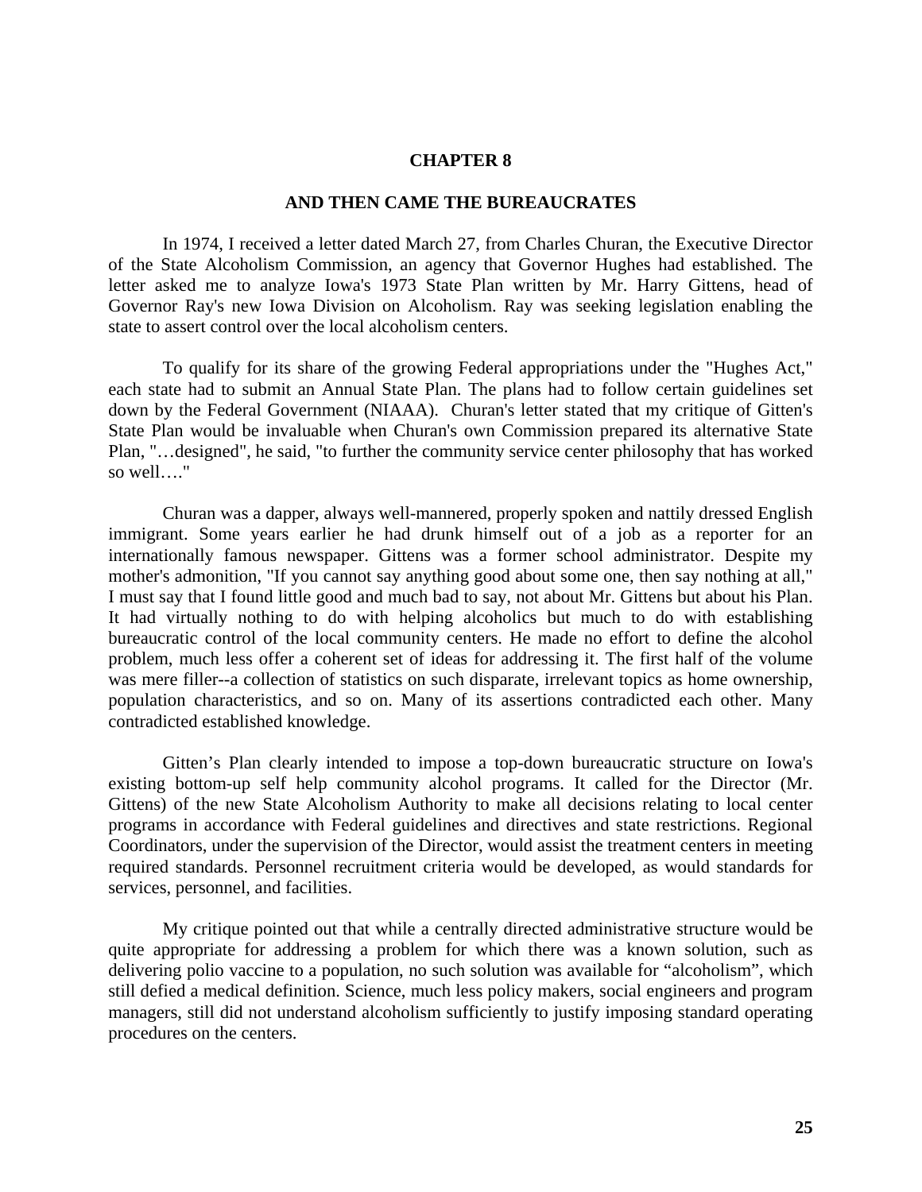# CHAPTER 8

## AND THEN CAME THE BUREAUCRATES

In 1974, I received a letter dated March 27, from Charles Churan, the Executive Director of the State Alcoholism Commission, an agency that Governor Hughes had established. The letter asked me to analyze Iowa's 1973 State Plan written by Mr. Harry Gittens, head of Governor Ray's new Iowa Division on Alcoholism. Ray was seeking legislation enabling the state to assert control over the local alcoholism centers.

To qualify for its share of the growing Federal appropriations under the "Hughes Act," each state had to submit an Annual State Plan. The plans had to follow certain guidelines set down by the Federal Government (NIAAA). Churan's letter stated that my critique of Gitten's State Plan would be invaluable when Churan's own Commission prepared its alternative State Plan, "…designed", he said, "to further the community service center philosophy that has worked so well…."

Churan was a dapper, always well-mannered, properly spoken and nattily dressed English immigrant. Some years earlier he had drunk himself out of a job as a reporter for an internationally famous newspaper. Gittens was a former school administrator. Despite my mother's admonition, "If you cannot say anything good about some one, then say nothing at all," I must say that I found little good and much bad to say, not about Mr. Gittens but about his Plan. It had virtually nothing to do with helping alcoholics but much to do with establishing bureaucratic control of the local community centers. He made no effort to define the alcohol problem, much less offer a coherent set of ideas for addressing it. The first half of the volume was mere filler--a collection of statistics on such disparate, irrelevant topics as home ownership, population characteristics, and so on. Many of its assertions contradicted each other. Many contradicted established knowledge.

Gitten's Plan clearly intended to impose a top-down bureaucratic structure on Iowa's existing bottom-up self help community alcohol programs. It called for the Director (Mr. Gittens) of the new State Alcoholism Authority to make all decisions relating to local center programs in accordance with Federal guidelines and directives and state restrictions. Regional Coordinators, under the supervision of the Director, would assist the treatment centers in meeting required standards. Personnel recruitment criteria would be developed, as would standards for services, personnel, and facilities.

My critique pointed out that while a centrally directed administrative structure would be quite appropriate for addressing a problem for which there was a known solution, such as delivering polio vaccine to a population, no such solution was available for "alcoholism", which still defied a medical definition. Science, much less policy makers, social engineers and program managers, still did not understand alcoholism sufficiently to justify imposing standard operating procedures on the centers.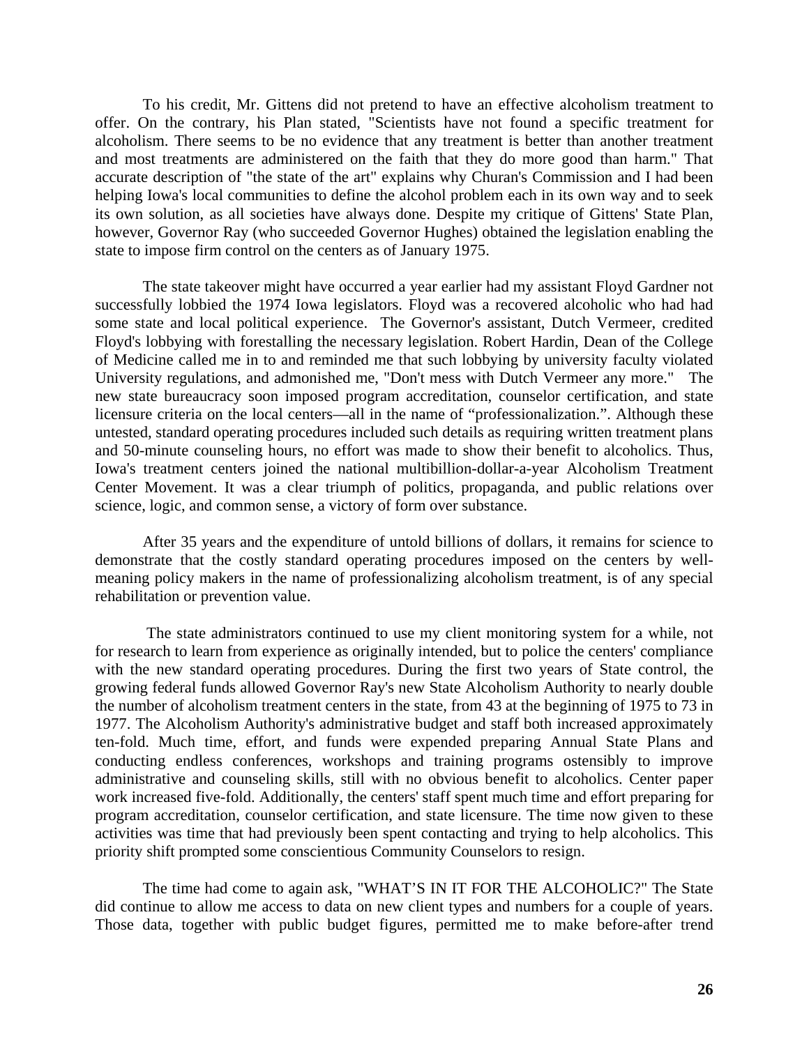To his credit, Mr. Gittens did not pretend to have an effective alcoholism treatment to offer. On the contrary, his Plan stated, "Scientists have not found a specific treatment for alcoholism. There seems to be no evidence that any treatment is better than another treatment and most treatments are administered on the faith that they do more good than harm." That accurate description of "the state of the art" explains why Churan's Commission and I had been helping Iowa's local communities to define the alcohol problem each in its own way and to seek its own solution, as all societies have always done. Despite my critique of Gittens' State Plan, however, Governor Ray (who succeeded Governor Hughes) obtained the legislation enabling the state to impose firm control on the centers as of January 1975.

The state takeover might have occurred a year earlier had my assistant Floyd Gardner not successfully lobbied the 1974 Iowa legislators. Floyd was a recovered alcoholic who had had some state and local political experience. The Governor's assistant, Dutch Vermeer, credited Floyd's lobbying with forestalling the necessary legislation. Robert Hardin, Dean of the College of Medicine called me in to and reminded me that such lobbying by university faculty violated University regulations, and admonished me, "Don't mess with Dutch Vermeer any more." The new state bureaucracy soon imposed program accreditation, counselor certification, and state licensure criteria on the local centers—all in the name of "professionalization.". Although these untested, standard operating procedures included such details as requiring written treatment plans and 50-minute counseling hours, no effort was made to show their benefit to alcoholics. Thus, Iowa's treatment centers joined the national multibillion-dollar-a-year Alcoholism Treatment Center Movement. It was a clear triumph of politics, propaganda, and public relations over science, logic, and common sense, a victory of form over substance.

After 35 years and the expenditure of untold billions of dollars, it remains for science to demonstrate that the costly standard operating procedures imposed on the centers by well-meaning policy makers in the name of professionalizing alcoholism treatment, is of any special rehabilitation or prevention value.

The state administrators continued to use my client monitoring system for a while, not for research to learn from experience as originally intended, but to police the centers' compliance with the new standard operating procedures. During the first two years of State control, the growing federal funds allowed Governor Ray's new State Alcoholism Authority to nearly double the number of alcoholism treatment centers in the state, from 43 at the beginning of 1975 to 73 in 1977. The Alcoholism Authority's administrative budget and staff both increased approximately ten-fold. Much time, effort, and funds were expended preparing Annual State Plans and conducting endless conferences, workshops and training programs ostensibly to improve administrative and counseling skills, still with no obvious benefit to alcoholics. Center paper work increased five-fold. Additionally, the centers' staff spent much time and effort preparing for program accreditation, counselor certification, and state licensure. The time now given to these activities was time that had previously been spent contacting and trying to help alcoholics. This priority shift prompted some conscientious Community Counselors to resign.

The time had come to again ask, "WHAT'S IN IT FOR THE ALCOHOLIC?" The State did continue to allow me access to data on new client types and numbers for a couple of years. Those data, together with public budget figures, permitted me to make before-after trend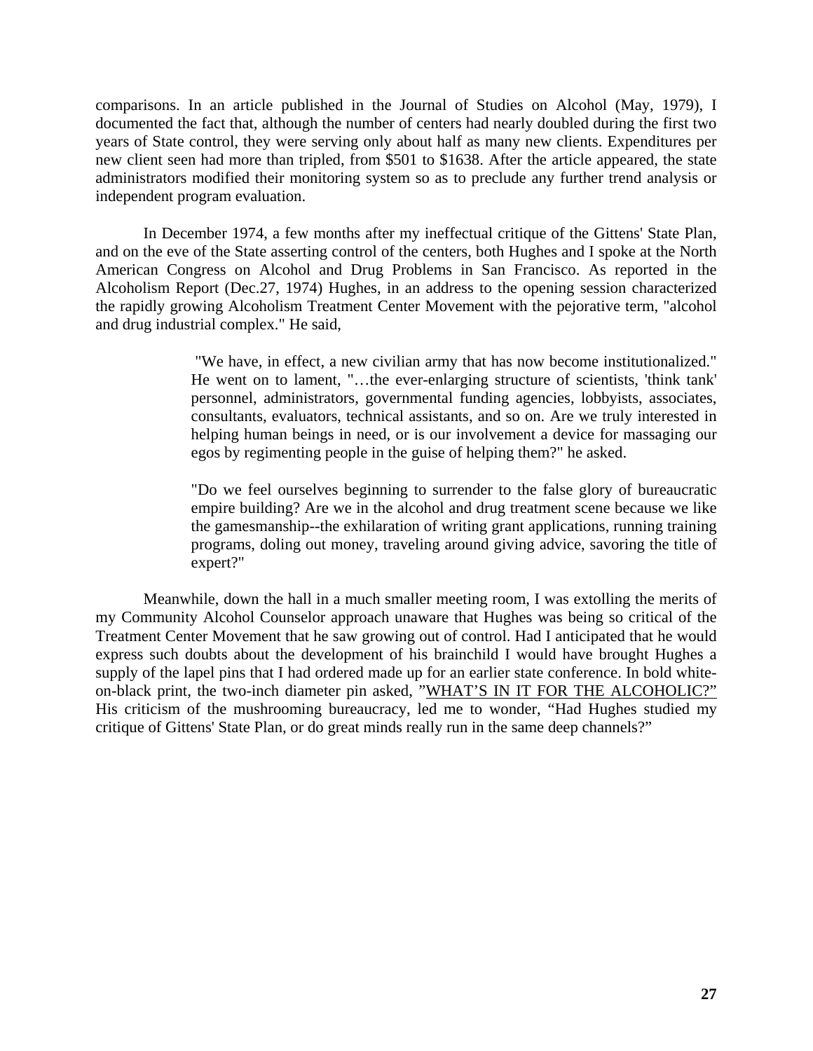comparisons. In an article published in the Journal of Studies on Alcohol (May, 1979), I documented the fact that, although the number of centers had nearly doubled during the first two years of State control, they were serving only about half as many new clients. Expenditures per new client seen had more than tripled, from $501 to $1638. After the article appeared, the state administrators modified their monitoring system so as to preclude any further trend analysis or independent program evaluation.

In December 1974, a few months after my ineffectual critique of the Gittens' State Plan, and on the eve of the State asserting control of the centers, both Hughes and I spoke at the North American Congress on Alcohol and Drug Problems in San Francisco. As reported in the Alcoholism Report (Dec.27, 1974) Hughes, in an address to the opening session characterized the rapidly growing Alcoholism Treatment Center Movement with the pejorative term, "alcohol and drug industrial complex." He said,

> "We have, in effect, a new civilian army that has now become institutionalized." He went on to lament, "…the ever-enlarging structure of scientists, 'think tank' personnel, administrators, governmental funding agencies, lobbyists, associates, consultants, evaluators, technical assistants, and so on. Are we truly interested in helping human beings in need, or is our involvement a device for massaging our egos by regimenting people in the guise of helping them?" he asked.
>
> "Do we feel ourselves beginning to surrender to the false glory of bureaucratic empire building? Are we in the alcohol and drug treatment scene because we like the gamesmanship--the exhilaration of writing grant applications, running training programs, doling out money, traveling around giving advice, savoring the title of expert?"

Meanwhile, down the hall in a much smaller meeting room, I was extolling the merits of my Community Alcohol Counselor approach unaware that Hughes was being so critical of the Treatment Center Movement that he saw growing out of control. Had I anticipated that he would express such doubts about the development of his brainchild I would have brought Hughes a supply of the lapel pins that I had ordered made up for an earlier state conference. In bold white-on-black print, the two-inch diameter pin asked, "WHAT'S IN IT FOR THE ALCOHOLIC?" His criticism of the mushrooming bureaucracy, led me to wonder, "Had Hughes studied my critique of Gittens' State Plan, or do great minds really run in the same deep channels?"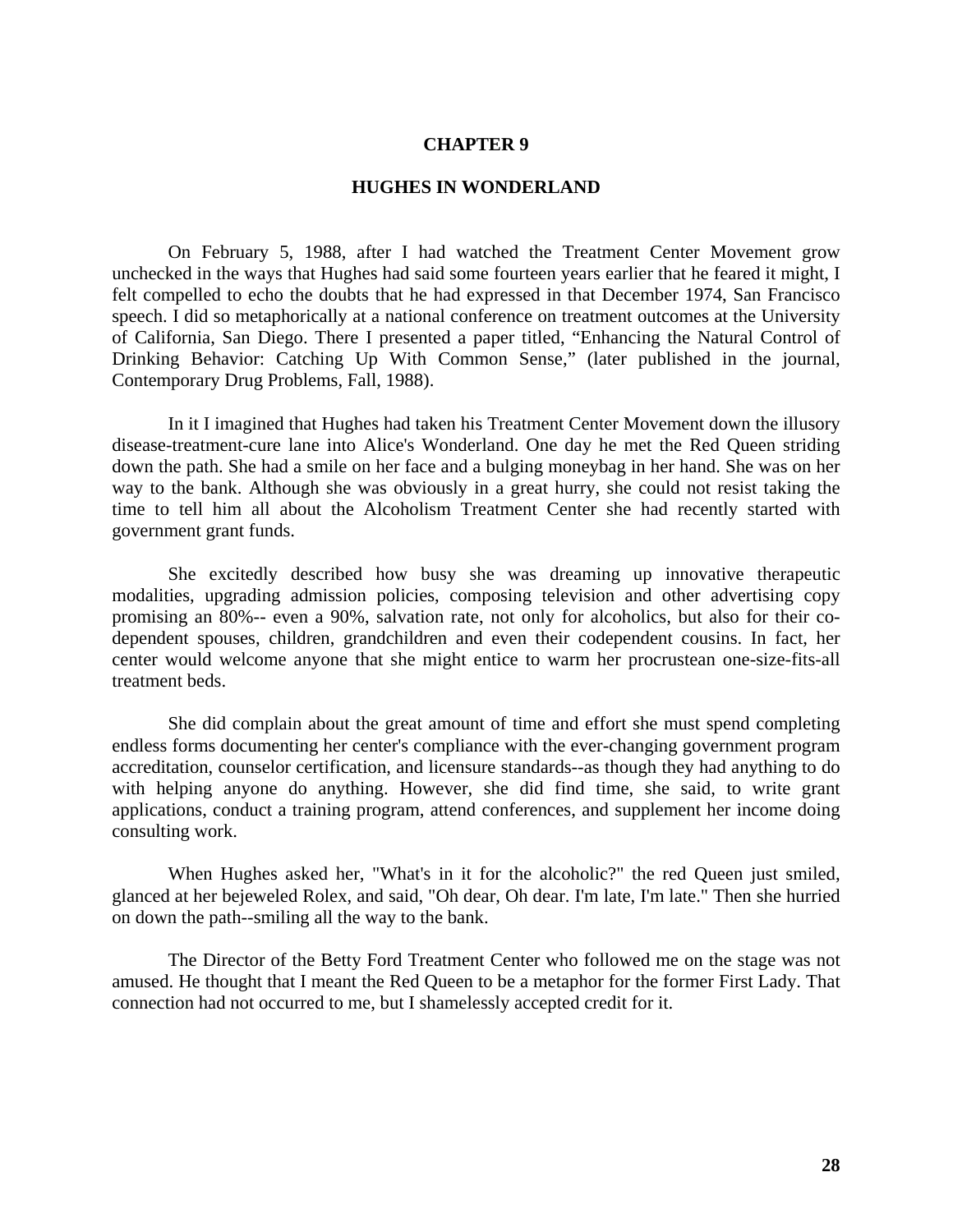# CHAPTER 9

## HUGHES IN WONDERLAND

On February 5, 1988, after I had watched the Treatment Center Movement grow unchecked in the ways that Hughes had said some fourteen years earlier that he feared it might, I felt compelled to echo the doubts that he had expressed in that December 1974, San Francisco speech. I did so metaphorically at a national conference on treatment outcomes at the University of California, San Diego. There I presented a paper titled, "Enhancing the Natural Control of Drinking Behavior: Catching Up With Common Sense," (later published in the journal, Contemporary Drug Problems, Fall, 1988).

In it I imagined that Hughes had taken his Treatment Center Movement down the illusory disease-treatment-cure lane into Alice's Wonderland. One day he met the Red Queen striding down the path. She had a smile on her face and a bulging moneybag in her hand. She was on her way to the bank. Although she was obviously in a great hurry, she could not resist taking the time to tell him all about the Alcoholism Treatment Center she had recently started with government grant funds.

She excitedly described how busy she was dreaming up innovative therapeutic modalities, upgrading admission policies, composing television and other advertising copy promising an 80%-- even a 90%, salvation rate, not only for alcoholics, but also for their co-dependent spouses, children, grandchildren and even their codependent cousins. In fact, her center would welcome anyone that she might entice to warm her procrustean one-size-fits-all treatment beds.

She did complain about the great amount of time and effort she must spend completing endless forms documenting her center's compliance with the ever-changing government program accreditation, counselor certification, and licensure standards--as though they had anything to do with helping anyone do anything. However, she did find time, she said, to write grant applications, conduct a training program, attend conferences, and supplement her income doing consulting work.

When Hughes asked her, "What's in it for the alcoholic?" the red Queen just smiled, glanced at her bejeweled Rolex, and said, "Oh dear, Oh dear. I'm late, I'm late." Then she hurried on down the path--smiling all the way to the bank.

The Director of the Betty Ford Treatment Center who followed me on the stage was not amused. He thought that I meant the Red Queen to be a metaphor for the former First Lady. That connection had not occurred to me, but I shamelessly accepted credit for it.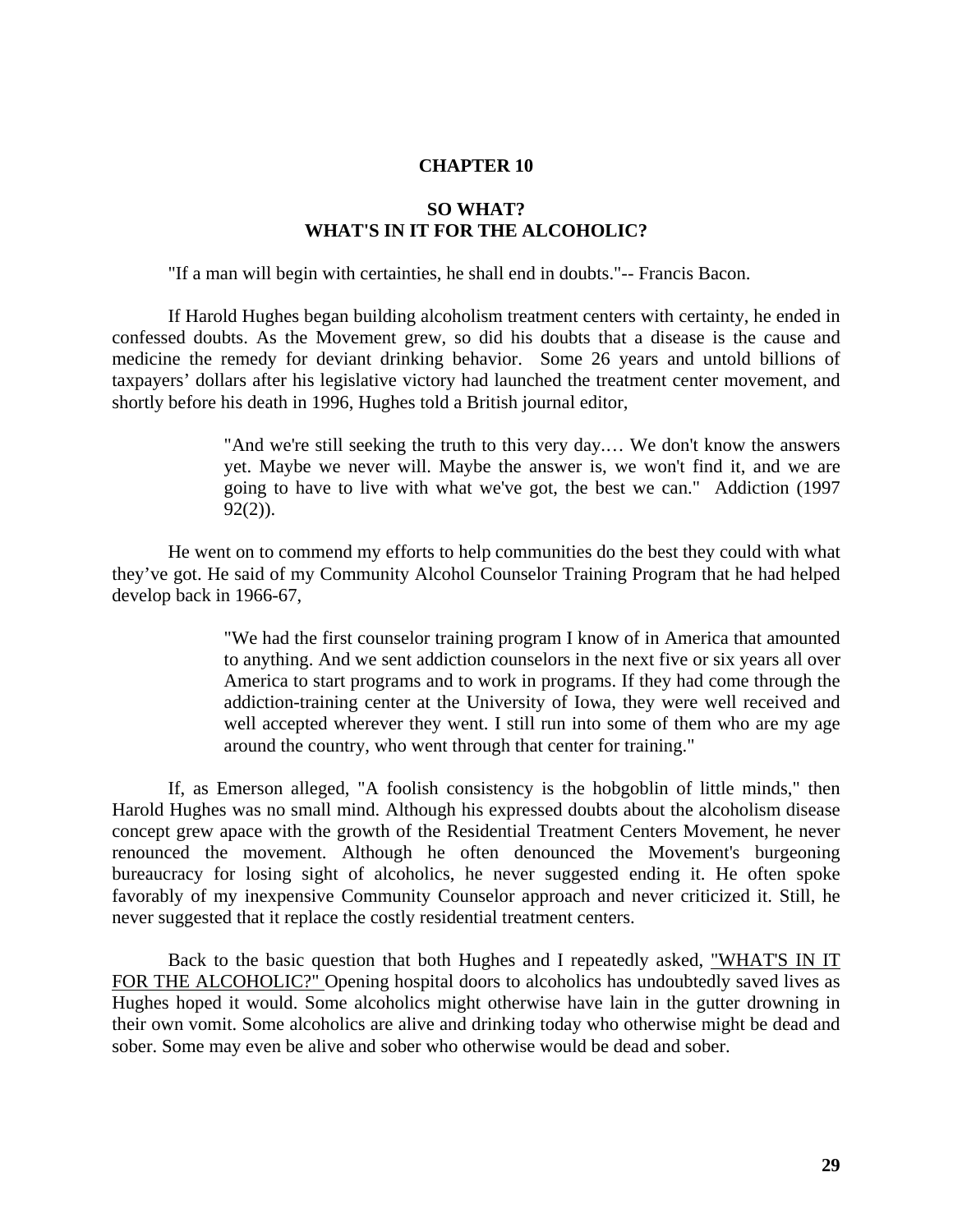# CHAPTER 10

## SO WHAT?
## WHAT'S IN IT FOR THE ALCOHOLIC?

"If a man will begin with certainties, he shall end in doubts."-- Francis Bacon.

If Harold Hughes began building alcoholism treatment centers with certainty, he ended in confessed doubts. As the Movement grew, so did his doubts that a disease is the cause and medicine the remedy for deviant drinking behavior. Some 26 years and untold billions of taxpayers' dollars after his legislative victory had launched the treatment center movement, and shortly before his death in 1996, Hughes told a British journal editor,

> "And we're still seeking the truth to this very day.… We don't know the answers yet. Maybe we never will. Maybe the answer is, we won't find it, and we are going to have to live with what we've got, the best we can." Addiction (1997 92(2)).

He went on to commend my efforts to help communities do the best they could with what they've got. He said of my Community Alcohol Counselor Training Program that he had helped develop back in 1966-67,

> "We had the first counselor training program I know of in America that amounted to anything. And we sent addiction counselors in the next five or six years all over America to start programs and to work in programs. If they had come through the addiction-training center at the University of Iowa, they were well received and well accepted wherever they went. I still run into some of them who are my age around the country, who went through that center for training."

If, as Emerson alleged, "A foolish consistency is the hobgoblin of little minds," then Harold Hughes was no small mind. Although his expressed doubts about the alcoholism disease concept grew apace with the growth of the Residential Treatment Centers Movement, he never renounced the movement. Although he often denounced the Movement's burgeoning bureaucracy for losing sight of alcoholics, he never suggested ending it. He often spoke favorably of my inexpensive Community Counselor approach and never criticized it. Still, he never suggested that it replace the costly residential treatment centers.

Back to the basic question that both Hughes and I repeatedly asked, <u>"WHAT'S IN IT FOR THE ALCOHOLIC?"</u> Opening hospital doors to alcoholics has undoubtedly saved lives as Hughes hoped it would. Some alcoholics might otherwise have lain in the gutter drowning in their own vomit. Some alcoholics are alive and drinking today who otherwise might be dead and sober. Some may even be alive and sober who otherwise would be dead and sober.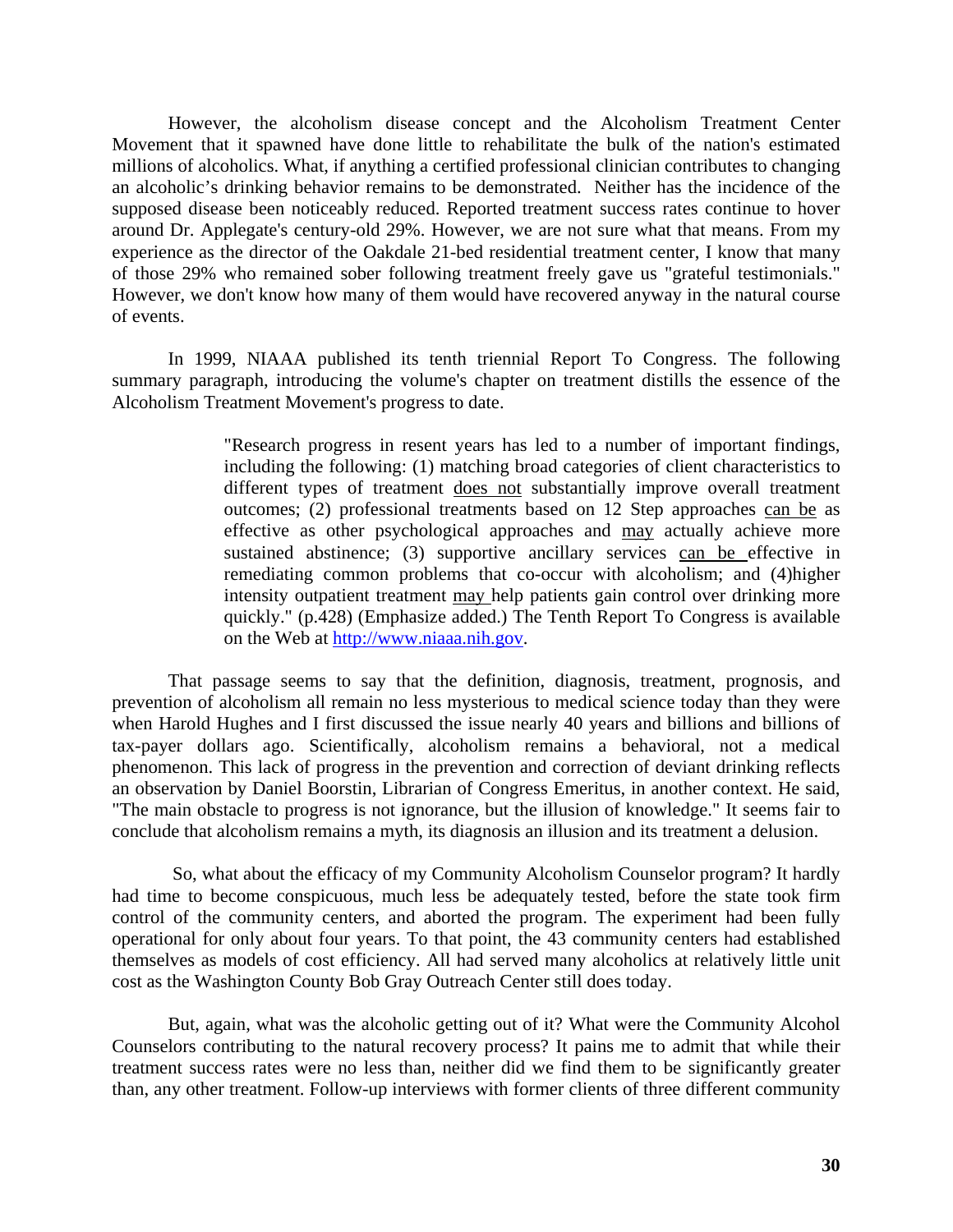However, the alcoholism disease concept and the Alcoholism Treatment Center Movement that it spawned have done little to rehabilitate the bulk of the nation's estimated millions of alcoholics. What, if anything a certified professional clinician contributes to changing an alcoholic's drinking behavior remains to be demonstrated. Neither has the incidence of the supposed disease been noticeably reduced. Reported treatment success rates continue to hover around Dr. Applegate's century-old 29%. However, we are not sure what that means. From my experience as the director of the Oakdale 21-bed residential treatment center, I know that many of those 29% who remained sober following treatment freely gave us "grateful testimonials." However, we don't know how many of them would have recovered anyway in the natural course of events.

In 1999, NIAAA published its tenth triennial Report To Congress. The following summary paragraph, introducing the volume's chapter on treatment distills the essence of the Alcoholism Treatment Movement's progress to date.

> "Research progress in resent years has led to a number of important findings, including the following: (1) matching broad categories of client characteristics to different types of treatment <u>does not</u> substantially improve overall treatment outcomes; (2) professional treatments based on 12 Step approaches <u>can be</u> as effective as other psychological approaches and <u>may</u> actually achieve more sustained abstinence; (3) supportive ancillary services <u>can be</u> effective in remediating common problems that co-occur with alcoholism; and (4)higher intensity outpatient treatment <u>may</u> help patients gain control over drinking more quickly." (p.428) (Emphasize added.) The Tenth Report To Congress is available on the Web at http://www.niaaa.nih.gov.

That passage seems to say that the definition, diagnosis, treatment, prognosis, and prevention of alcoholism all remain no less mysterious to medical science today than they were when Harold Hughes and I first discussed the issue nearly 40 years and billions and billions of tax-payer dollars ago. Scientifically, alcoholism remains a behavioral, not a medical phenomenon. This lack of progress in the prevention and correction of deviant drinking reflects an observation by Daniel Boorstin, Librarian of Congress Emeritus, in another context. He said, "The main obstacle to progress is not ignorance, but the illusion of knowledge." It seems fair to conclude that alcoholism remains a myth, its diagnosis an illusion and its treatment a delusion.

So, what about the efficacy of my Community Alcoholism Counselor program? It hardly had time to become conspicuous, much less be adequately tested, before the state took firm control of the community centers, and aborted the program. The experiment had been fully operational for only about four years. To that point, the 43 community centers had established themselves as models of cost efficiency. All had served many alcoholics at relatively little unit cost as the Washington County Bob Gray Outreach Center still does today.

But, again, what was the alcoholic getting out of it? What were the Community Alcohol Counselors contributing to the natural recovery process? It pains me to admit that while their treatment success rates were no less than, neither did we find them to be significantly greater than, any other treatment. Follow-up interviews with former clients of three different community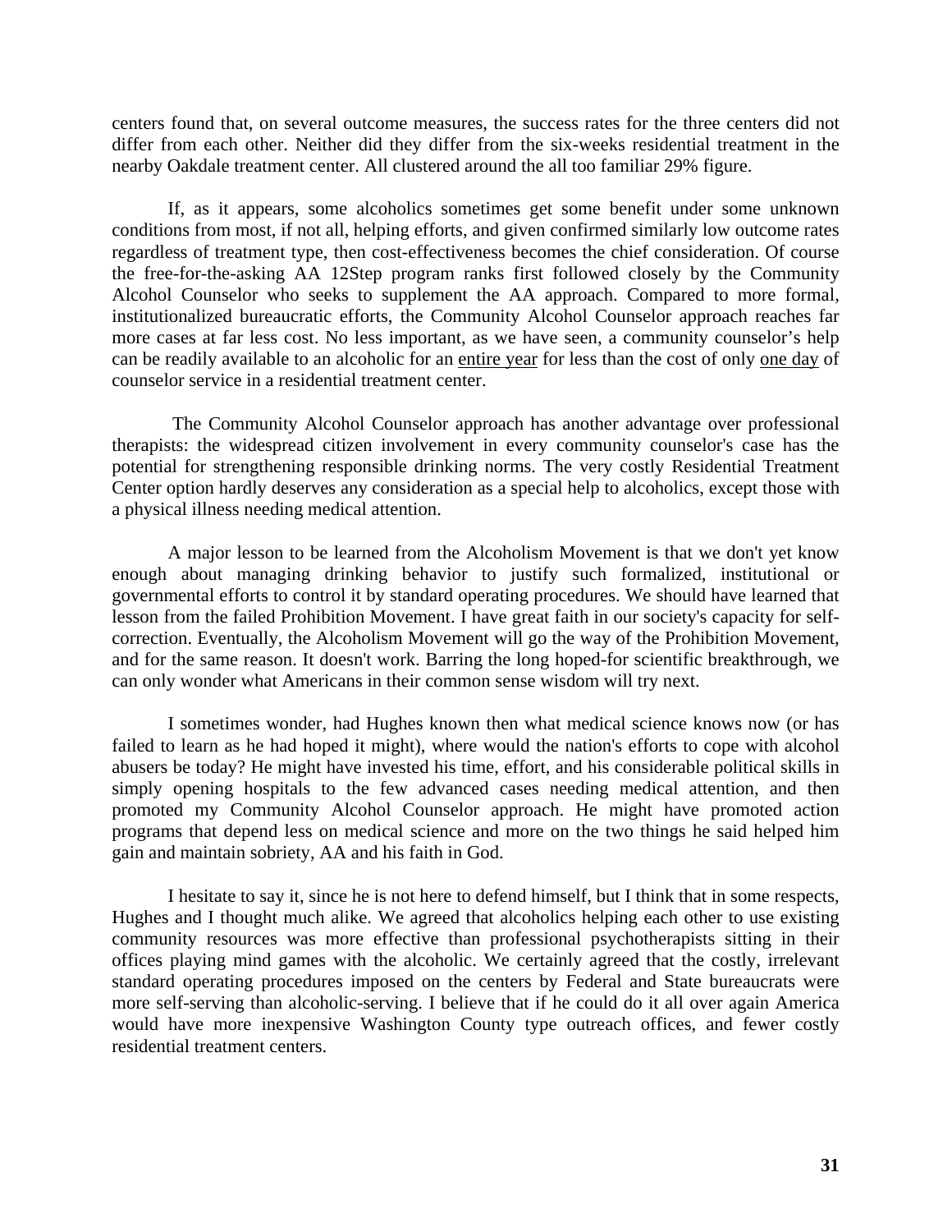centers found that, on several outcome measures, the success rates for the three centers did not differ from each other. Neither did they differ from the six-weeks residential treatment in the nearby Oakdale treatment center. All clustered around the all too familiar 29% figure.

If, as it appears, some alcoholics sometimes get some benefit under some unknown conditions from most, if not all, helping efforts, and given confirmed similarly low outcome rates regardless of treatment type, then cost-effectiveness becomes the chief consideration. Of course the free-for-the-asking AA 12Step program ranks first followed closely by the Community Alcohol Counselor who seeks to supplement the AA approach. Compared to more formal, institutionalized bureaucratic efforts, the Community Alcohol Counselor approach reaches far more cases at far less cost. No less important, as we have seen, a community counselor's help can be readily available to an alcoholic for an <u>entire year</u> for less than the cost of only <u>one day</u> of counselor service in a residential treatment center.

The Community Alcohol Counselor approach has another advantage over professional therapists: the widespread citizen involvement in every community counselor's case has the potential for strengthening responsible drinking norms. The very costly Residential Treatment Center option hardly deserves any consideration as a special help to alcoholics, except those with a physical illness needing medical attention.

A major lesson to be learned from the Alcoholism Movement is that we don't yet know enough about managing drinking behavior to justify such formalized, institutional or governmental efforts to control it by standard operating procedures. We should have learned that lesson from the failed Prohibition Movement. I have great faith in our society's capacity for self-correction. Eventually, the Alcoholism Movement will go the way of the Prohibition Movement, and for the same reason. It doesn't work. Barring the long hoped-for scientific breakthrough, we can only wonder what Americans in their common sense wisdom will try next.

I sometimes wonder, had Hughes known then what medical science knows now (or has failed to learn as he had hoped it might), where would the nation's efforts to cope with alcohol abusers be today? He might have invested his time, effort, and his considerable political skills in simply opening hospitals to the few advanced cases needing medical attention, and then promoted my Community Alcohol Counselor approach. He might have promoted action programs that depend less on medical science and more on the two things he said helped him gain and maintain sobriety, AA and his faith in God.

I hesitate to say it, since he is not here to defend himself, but I think that in some respects, Hughes and I thought much alike. We agreed that alcoholics helping each other to use existing community resources was more effective than professional psychotherapists sitting in their offices playing mind games with the alcoholic. We certainly agreed that the costly, irrelevant standard operating procedures imposed on the centers by Federal and State bureaucrats were more self-serving than alcoholic-serving. I believe that if he could do it all over again America would have more inexpensive Washington County type outreach offices, and fewer costly residential treatment centers.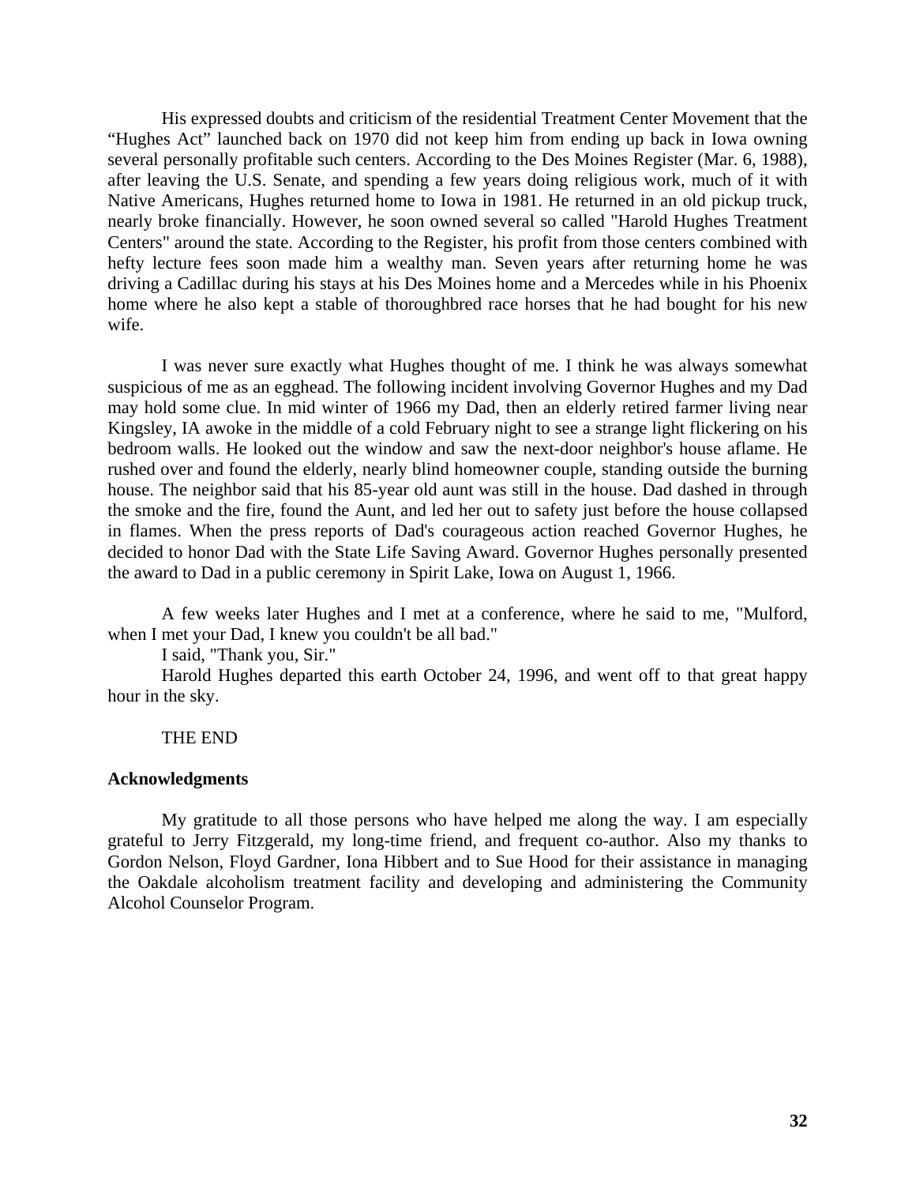His expressed doubts and criticism of the residential Treatment Center Movement that the "Hughes Act" launched back on 1970 did not keep him from ending up back in Iowa owning several personally profitable such centers. According to the Des Moines Register (Mar. 6, 1988), after leaving the U.S. Senate, and spending a few years doing religious work, much of it with Native Americans, Hughes returned home to Iowa in 1981. He returned in an old pickup truck, nearly broke financially. However, he soon owned several so called "Harold Hughes Treatment Centers" around the state. According to the Register, his profit from those centers combined with hefty lecture fees soon made him a wealthy man. Seven years after returning home he was driving a Cadillac during his stays at his Des Moines home and a Mercedes while in his Phoenix home where he also kept a stable of thoroughbred race horses that he had bought for his new wife.

I was never sure exactly what Hughes thought of me. I think he was always somewhat suspicious of me as an egghead. The following incident involving Governor Hughes and my Dad may hold some clue. In mid winter of 1966 my Dad, then an elderly retired farmer living near Kingsley, IA awoke in the middle of a cold February night to see a strange light flickering on his bedroom walls. He looked out the window and saw the next-door neighbor's house aflame. He rushed over and found the elderly, nearly blind homeowner couple, standing outside the burning house. The neighbor said that his 85-year old aunt was still in the house. Dad dashed in through the smoke and the fire, found the Aunt, and led her out to safety just before the house collapsed in flames. When the press reports of Dad's courageous action reached Governor Hughes, he decided to honor Dad with the State Life Saving Award. Governor Hughes personally presented the award to Dad in a public ceremony in Spirit Lake, Iowa on August 1, 1966.

A few weeks later Hughes and I met at a conference, where he said to me, "Mulford, when I met your Dad, I knew you couldn't be all bad."

I said, "Thank you, Sir."

Harold Hughes departed this earth October 24, 1996, and went off to that great happy hour in the sky.

THE END

**Acknowledgments**

My gratitude to all those persons who have helped me along the way. I am especially grateful to Jerry Fitzgerald, my long-time friend, and frequent co-author. Also my thanks to Gordon Nelson, Floyd Gardner, Iona Hibbert and to Sue Hood for their assistance in managing the Oakdale alcoholism treatment facility and developing and administering the Community Alcohol Counselor Program.